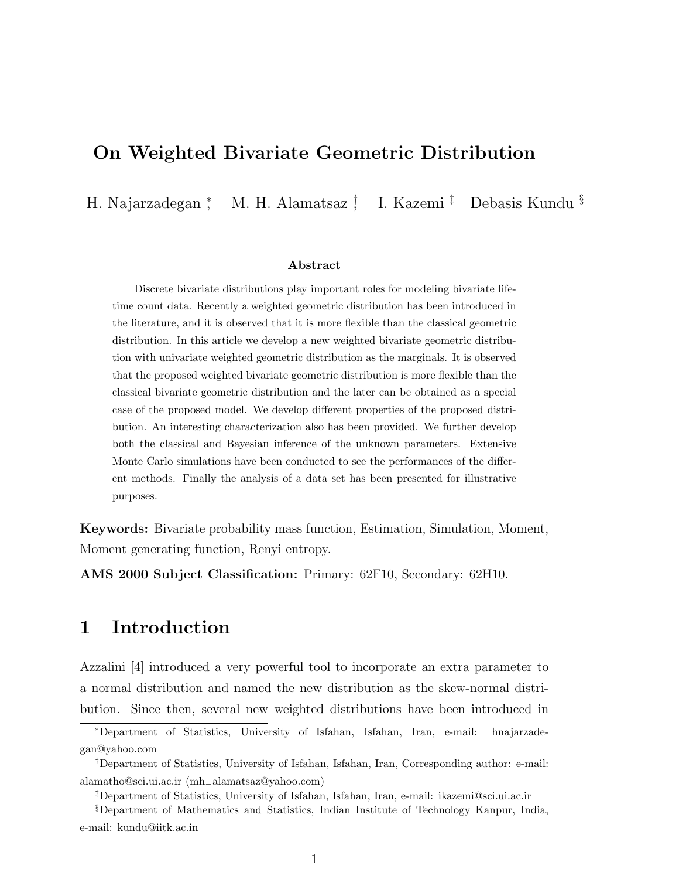# On Weighted Bivariate Geometric Distribution

H. Najarzadegan [*], M. H. Alamatsaz [†], I. Kazemi [‡], Debasis Kundu [§]

### Abstract

Discrete bivariate distributions play important roles for modeling bivariate lifetime count data. Recently a weighted geometric distribution has been introduced in the literature, and it is observed that it is more flexible than the classical geometric distribution. In this article we develop a new weighted bivariate geometric distribution with univariate weighted geometric distribution as the marginals. It is observed that the proposed weighted bivariate geometric distribution is more flexible than the classical bivariate geometric distribution and the later can be obtained as a special case of the proposed model. We develop different properties of the proposed distribution. An interesting characterization also has been provided. We further develop both the classical and Bayesian inference of the unknown parameters. Extensive Monte Carlo simulations have been conducted to see the performances of the different methods. Finally the analysis of a data set has been presented for illustrative purposes.

**Keywords:** Bivariate probability mass function, Estimation, Simulation, Moment, Moment generating function, Renyi entropy.

**AMS 2000 Subject Classification:** Primary: 62F10, Secondary: 62H10.

## 1 Introduction

Azzalini [4] introduced a very powerful tool to incorporate an extra parameter to a normal distribution and named the new distribution as the skew-normal distribution. Since then, several new weighted distributions have been introduced in

---

[*] Department of Statistics, University of Isfahan, Isfahan, Iran, e-mail: hnajarzadegan@yahoo.com

[†] Department of Statistics, University of Isfahan, Isfahan, Iran, Corresponding author: e-mail: alamatho@sci.ui.ac.ir (mh_alamatsaz@yahoo.com)

[‡] Department of Statistics, University of Isfahan, Isfahan, Iran, e-mail: ikazemi@sci.ui.ac.ir

[§] Department of Mathematics and Statistics, Indian Institute of Technology Kanpur, India, e-mail: kundu@iitk.ac.in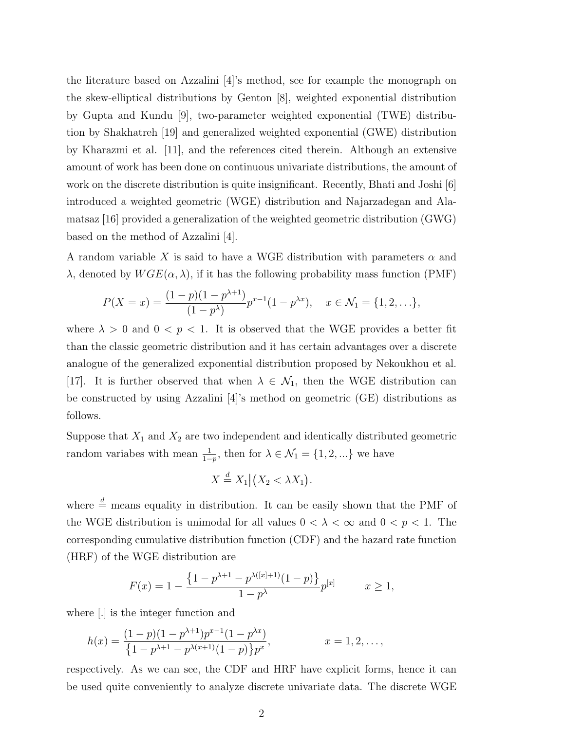the literature based on Azzalini [4]'s method, see for example the monograph on the skew-elliptical distributions by Genton [8], weighted exponential distribution by Gupta and Kundu [9], two-parameter weighted exponential (TWE) distribution by Shakhatreh [19] and generalized weighted exponential (GWE) distribution by Kharazmi et al. [11], and the references cited therein. Although an extensive amount of work has been done on continuous univariate distributions, the amount of work on the discrete distribution is quite insignificant. Recently, Bhati and Joshi [6] introduced a weighted geometric (WGE) distribution and Najarzadegan and Alamatsaz [16] provided a generalization of the weighted geometric distribution (GWG) based on the method of Azzalini [4].

A random variable $X$ is said to have a WGE distribution with parameters $\alpha$ and $\lambda$, denoted by $WGE(\alpha, \lambda)$, if it has the following probability mass function (PMF)

$$P(X = x) = \frac{(1-p)(1-p^{\lambda+1})}{(1-p^{\lambda})} p^{x-1}(1-p^{\lambda x}), \quad x \in \mathcal{N}_1 = \{1, 2, \ldots\},$$

where $\lambda > 0$ and $0 < p < 1$. It is observed that the WGE provides a better fit than the classic geometric distribution and it has certain advantages over a discrete analogue of the generalized exponential distribution proposed by Nekoukhou et al. [17]. It is further observed that when $\lambda \in \mathcal{N}_1$, then the WGE distribution can be constructed by using Azzalini [4]'s method on geometric (GE) distributions as follows.

Suppose that $X_1$ and $X_2$ are two independent and identically distributed geometric random variabes with mean $\frac{1}{1-p}$, then for $\lambda \in \mathcal{N}_1 = \{1, 2, ...\}$ we have

$$X \stackrel{d}{=} X_1 \big| \big(X_2 < \lambda X_1\big).$$

where $\stackrel{d}{=}$ means equality in distribution. It can be easily shown that the PMF of the WGE distribution is unimodal for all values $0 < \lambda < \infty$ and $0 < p < 1$. The corresponding cumulative distribution function (CDF) and the hazard rate function (HRF) of the WGE distribution are

$$F(x) = 1 - \frac{\left\{1 - p^{\lambda+1} - p^{\lambda([x]+1)}(1-p)\right\}}{1 - p^{\lambda}} p^{[x]} \qquad x \geq 1,$$

where [.] is the integer function and

$$h(x) = \frac{(1-p)(1-p^{\lambda+1})p^{x-1}(1-p^{\lambda x})}{\left\{1 - p^{\lambda+1} - p^{\lambda(x+1)}(1-p)\right\}p^{x}}, \qquad x = 1, 2, \ldots,$$

respectively. As we can see, the CDF and HRF have explicit forms, hence it can be used quite conveniently to analyze discrete univariate data. The discrete WGE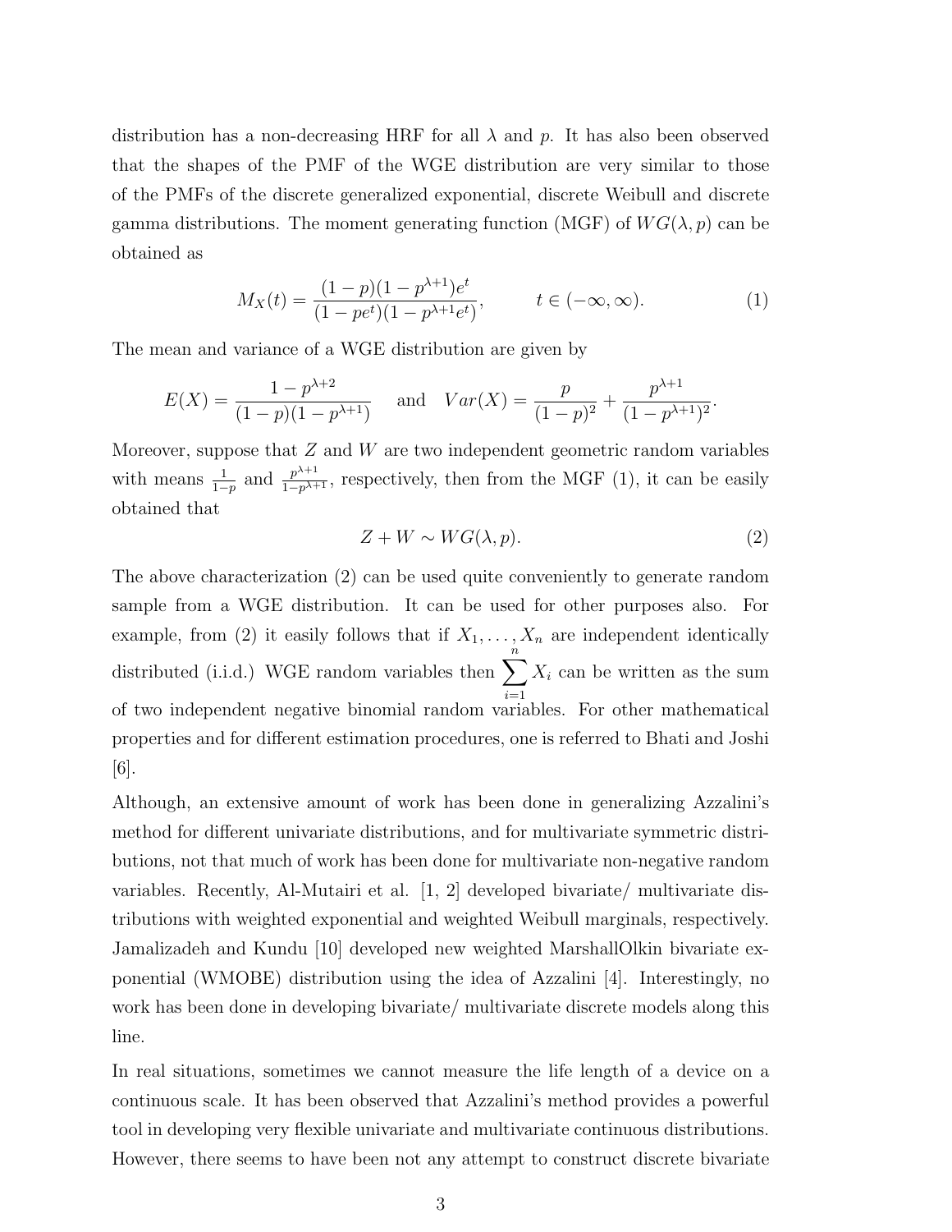distribution has a non-decreasing HRF for all $\lambda$ and $p$. It has also been observed that the shapes of the PMF of the WGE distribution are very similar to those of the PMFs of the discrete generalized exponential, discrete Weibull and discrete gamma distributions. The moment generating function (MGF) of $WG(\lambda, p)$ can be obtained as

$$M_X(t) = \frac{(1-p)(1-p^{\lambda+1})e^t}{(1-pe^t)(1-p^{\lambda+1}e^t)}, \qquad t \in (-\infty, \infty). \tag{1}$$

The mean and variance of a WGE distribution are given by

$$E(X) = \frac{1-p^{\lambda+2}}{(1-p)(1-p^{\lambda+1})} \quad \text{and} \quad Var(X) = \frac{p}{(1-p)^2} + \frac{p^{\lambda+1}}{(1-p^{\lambda+1})^2}.$$

Moreover, suppose that $Z$ and $W$ are two independent geometric random variables with means $\frac{1}{1-p}$ and $\frac{p^{\lambda+1}}{1-p^{\lambda+1}}$, respectively, then from the MGF (1), it can be easily obtained that

$$Z + W \sim WG(\lambda, p). \tag{2}$$

The above characterization (2) can be used quite conveniently to generate random sample from a WGE distribution. It can be used for other purposes also. For example, from (2) it easily follows that if $X_1, \ldots, X_n$ are independent identically distributed (i.i.d.) WGE random variables then $\sum_{i=1}^{n} X_i$ can be written as the sum of two independent negative binomial random variables. For other mathematical properties and for different estimation procedures, one is referred to Bhati and Joshi [6].

Although, an extensive amount of work has been done in generalizing Azzalini's method for different univariate distributions, and for multivariate symmetric distributions, not that much of work has been done for multivariate non-negative random variables. Recently, Al-Mutairi et al. [1, 2] developed bivariate/ multivariate distributions with weighted exponential and weighted Weibull marginals, respectively. Jamalizadeh and Kundu [10] developed new weighted MarshallOlkin bivariate exponential (WMOBE) distribution using the idea of Azzalini [4]. Interestingly, no work has been done in developing bivariate/ multivariate discrete models along this line.

In real situations, sometimes we cannot measure the life length of a device on a continuous scale. It has been observed that Azzalini's method provides a powerful tool in developing very flexible univariate and multivariate continuous distributions. However, there seems to have been not any attempt to construct discrete bivariate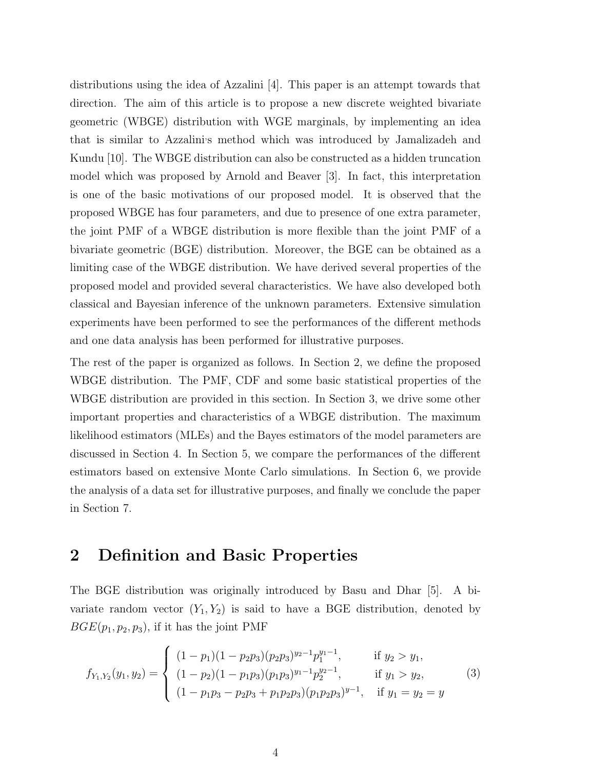distributions using the idea of Azzalini [4]. This paper is an attempt towards that direction. The aim of this article is to propose a new discrete weighted bivariate geometric (WBGE) distribution with WGE marginals, by implementing an idea that is similar to Azzalini's method which was introduced by Jamalizadeh and Kundu [10]. The WBGE distribution can also be constructed as a hidden truncation model which was proposed by Arnold and Beaver [3]. In fact, this interpretation is one of the basic motivations of our proposed model. It is observed that the proposed WBGE has four parameters, and due to presence of one extra parameter, the joint PMF of a WBGE distribution is more flexible than the joint PMF of a bivariate geometric (BGE) distribution. Moreover, the BGE can be obtained as a limiting case of the WBGE distribution. We have derived several properties of the proposed model and provided several characteristics. We have also developed both classical and Bayesian inference of the unknown parameters. Extensive simulation experiments have been performed to see the performances of the different methods and one data analysis has been performed for illustrative purposes.

The rest of the paper is organized as follows. In Section 2, we define the proposed WBGE distribution. The PMF, CDF and some basic statistical properties of the WBGE distribution are provided in this section. In Section 3, we drive some other important properties and characteristics of a WBGE distribution. The maximum likelihood estimators (MLEs) and the Bayes estimators of the model parameters are discussed in Section 4. In Section 5, we compare the performances of the different estimators based on extensive Monte Carlo simulations. In Section 6, we provide the analysis of a data set for illustrative purposes, and finally we conclude the paper in Section 7.

## 2 Definition and Basic Properties

The BGE distribution was originally introduced by Basu and Dhar [5]. A bivariate random vector $(Y_1, Y_2)$ is said to have a BGE distribution, denoted by $BGE(p_1, p_2, p_3)$, if it has the joint PMF

$$
f_{Y_1,Y_2}(y_1, y_2) = \begin{cases} (1-p_1)(1-p_2p_3)(p_2p_3)^{y_2-1}p_1^{y_1-1}, & \text{if } y_2 > y_1, \\ (1-p_2)(1-p_1p_3)(p_1p_3)^{y_1-1}p_2^{y_2-1}, & \text{if } y_1 > y_2, \\ (1-p_1p_3-p_2p_3+p_1p_2p_3)(p_1p_2p_3)^{y-1}, & \text{if } y_1 = y_2 = y \end{cases} \tag{3}
$$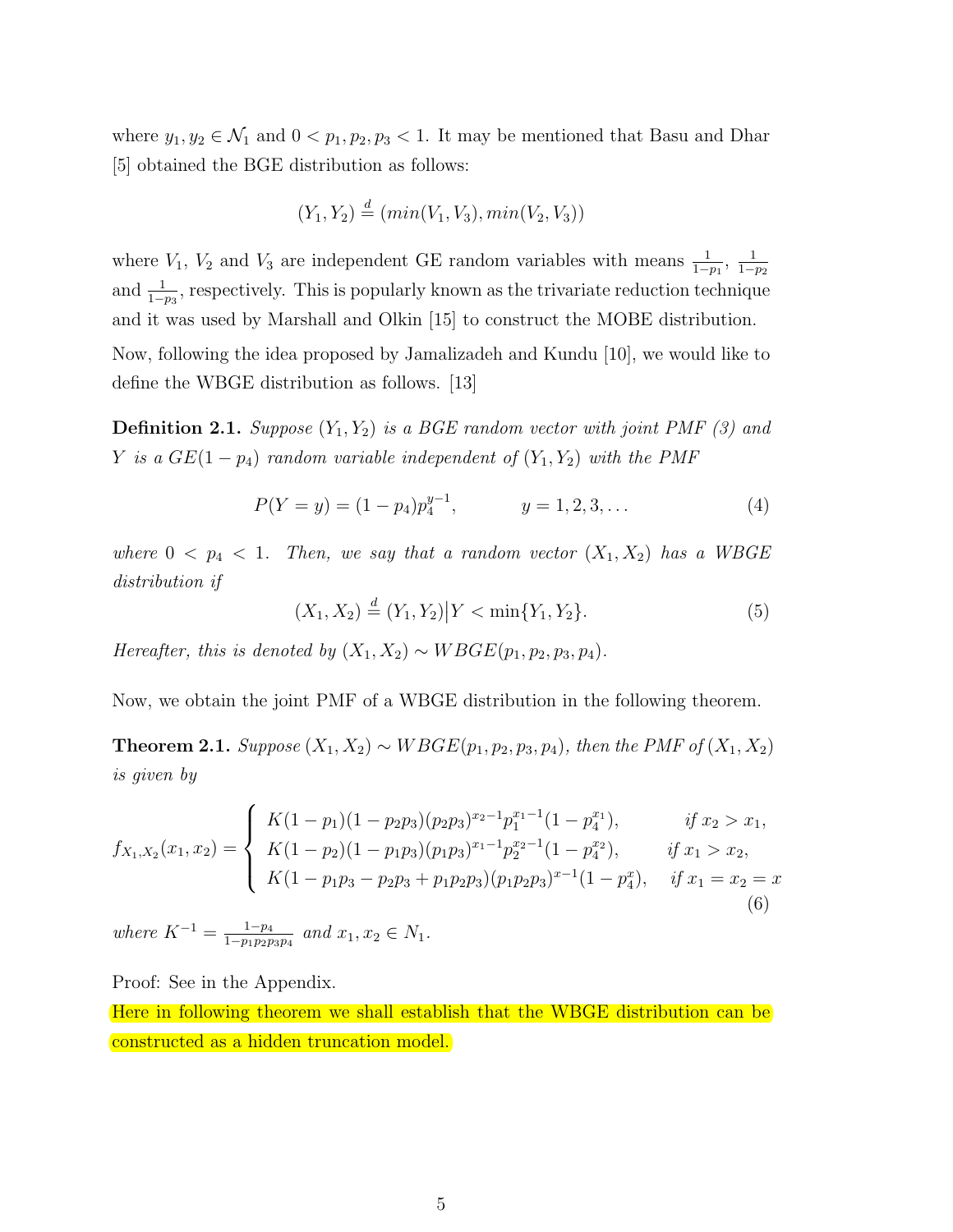where $y_1, y_2 \in \mathcal{N}_1$ and $0 < p_1, p_2, p_3 < 1$. It may be mentioned that Basu and Dhar [5] obtained the BGE distribution as follows:

$$(Y_1, Y_2) \stackrel{d}{=} (min(V_1, V_3), min(V_2, V_3))$$

where $V_1$, $V_2$ and $V_3$ are independent GE random variables with means $\frac{1}{1-p_1}$, $\frac{1}{1-p_2}$ and $\frac{1}{1-p_3}$, respectively. This is popularly known as the trivariate reduction technique and it was used by Marshall and Olkin [15] to construct the MOBE distribution.

Now, following the idea proposed by Jamalizadeh and Kundu [10], we would like to define the WBGE distribution as follows. [13]

**Definition 2.1.** *Suppose $(Y_1, Y_2)$ is a BGE random vector with joint PMF (3) and $Y$ is a $GE(1-p_4)$ random variable independent of $(Y_1, Y_2)$ with the PMF*

$$P(Y = y) = (1-p_4)p_4^{y-1}, \qquad y = 1, 2, 3, \dots \tag{4}$$

*where $0 < p_4 < 1$. Then, we say that a random vector $(X_1, X_2)$ has a WBGE distribution if*

$$(X_1, X_2) \stackrel{d}{=} (Y_1, Y_2) \big| Y < \min\{Y_1, Y_2\}. \tag{5}$$

*Hereafter, this is denoted by $(X_1, X_2) \sim WBGE(p_1, p_2, p_3, p_4)$.*

Now, we obtain the joint PMF of a WBGE distribution in the following theorem.

**Theorem 2.1.** *Suppose $(X_1, X_2) \sim WBGE(p_1, p_2, p_3, p_4)$, then the PMF of $(X_1, X_2)$ is given by*

$$f_{X_1,X_2}(x_1, x_2) = \begin{cases} K(1-p_1)(1-p_2p_3)(p_2p_3)^{x_2-1}p_1^{x_1-1}(1-p_4^{x_1}), & \text{if } x_2 > x_1, \\ K(1-p_2)(1-p_1p_3)(p_1p_3)^{x_1-1}p_2^{x_2-1}(1-p_4^{x_2}), & \text{if } x_1 > x_2, \\ K(1-p_1p_3-p_2p_3+p_1p_2p_3)(p_1p_2p_3)^{x-1}(1-p_4^{x}), & \text{if } x_1 = x_2 = x \end{cases} \tag{6}$$

*where $K^{-1} = \frac{1-p_4}{1-p_1p_2p_3p_4}$ and $x_1, x_2 \in N_1$.*

Proof: See in the Appendix.

Here in following theorem we shall establish that the WBGE distribution can be constructed as a hidden truncation model.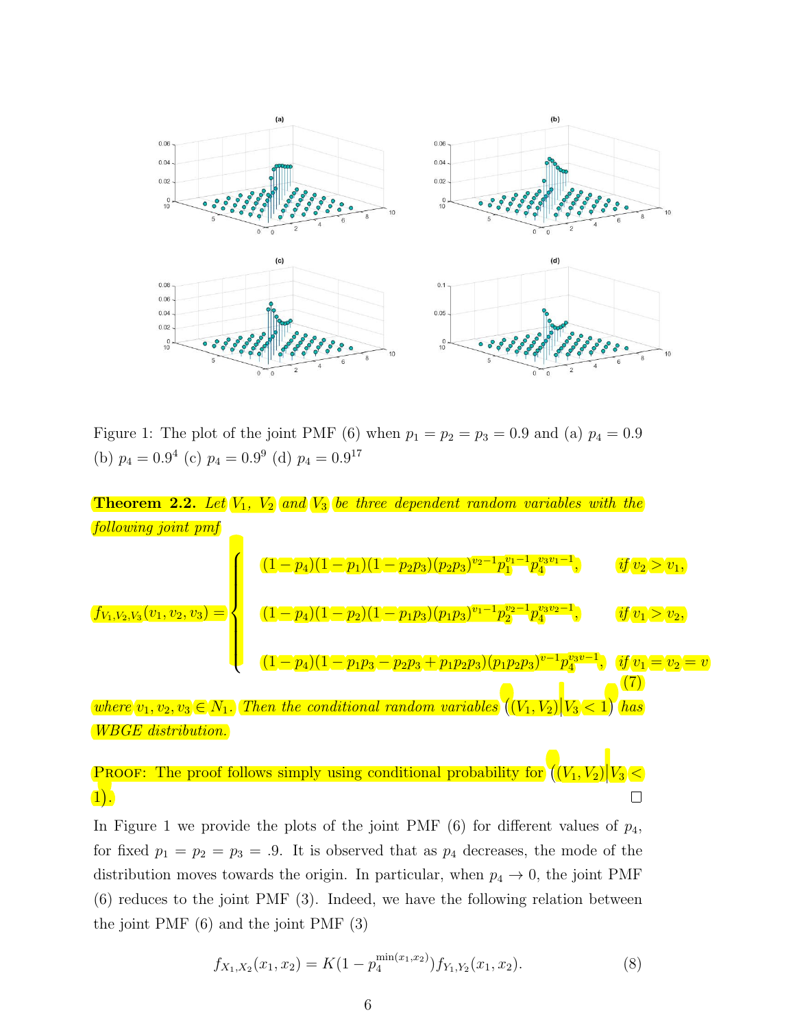Figure 1: The plot of the joint PMF (6) when $p_1 = p_2 = p_3 = 0.9$ and (a) $p_4 = 0.9$ (b) $p_4 = 0.9^4$ (c) $p_4 = 0.9^9$ (d) $p_4 = 0.9^{17}$

**Theorem 2.2.** *Let $V_1$, $V_2$ and $V_3$ be three dependent random variables with the following joint pmf*

$$
f_{V_1,V_2,V_3}(v_1,v_2,v_3) = \begin{cases} (1-p_4)(1-p_1)(1-p_2p_3)(p_2p_3)^{v_2-1}p_1^{v_1-1}p_4^{v_3v_1-1}, & \text{if } v_2 > v_1, \\ (1-p_4)(1-p_2)(1-p_1p_3)(p_1p_3)^{v_1-1}p_2^{v_2-1}p_4^{v_3v_2-1}, & \text{if } v_1 > v_2, \\ (1-p_4)(1-p_1p_3-p_2p_3+p_1p_2p_3)(p_1p_2p_3)^{v-1}p_4^{v_3v-1}, & \text{if } v_1 = v_2 = v \end{cases} \tag{7}
$$

*where $v_1, v_2, v_3 \in N_1$. Then the conditional random variables $\left((V_1,V_2)\middle|V_3 < 1\right)$ has WBGE distribution.*

Proof: The proof follows simply using conditional probability for $\left((V_1,V_2)\middle|V_3 < 1\right)$. □

In Figure 1 we provide the plots of the joint PMF (6) for different values of $p_4$, for fixed $p_1 = p_2 = p_3 = .9$. It is observed that as $p_4$ decreases, the mode of the distribution moves towards the origin. In particular, when $p_4 \to 0$, the joint PMF (6) reduces to the joint PMF (3). Indeed, we have the following relation between the joint PMF (6) and the joint PMF (3)

$$
f_{X_1,X_2}(x_1,x_2) = K(1-p_4^{\min(x_1,x_2)})f_{Y_1,Y_2}(x_1,x_2). \tag{8}
$$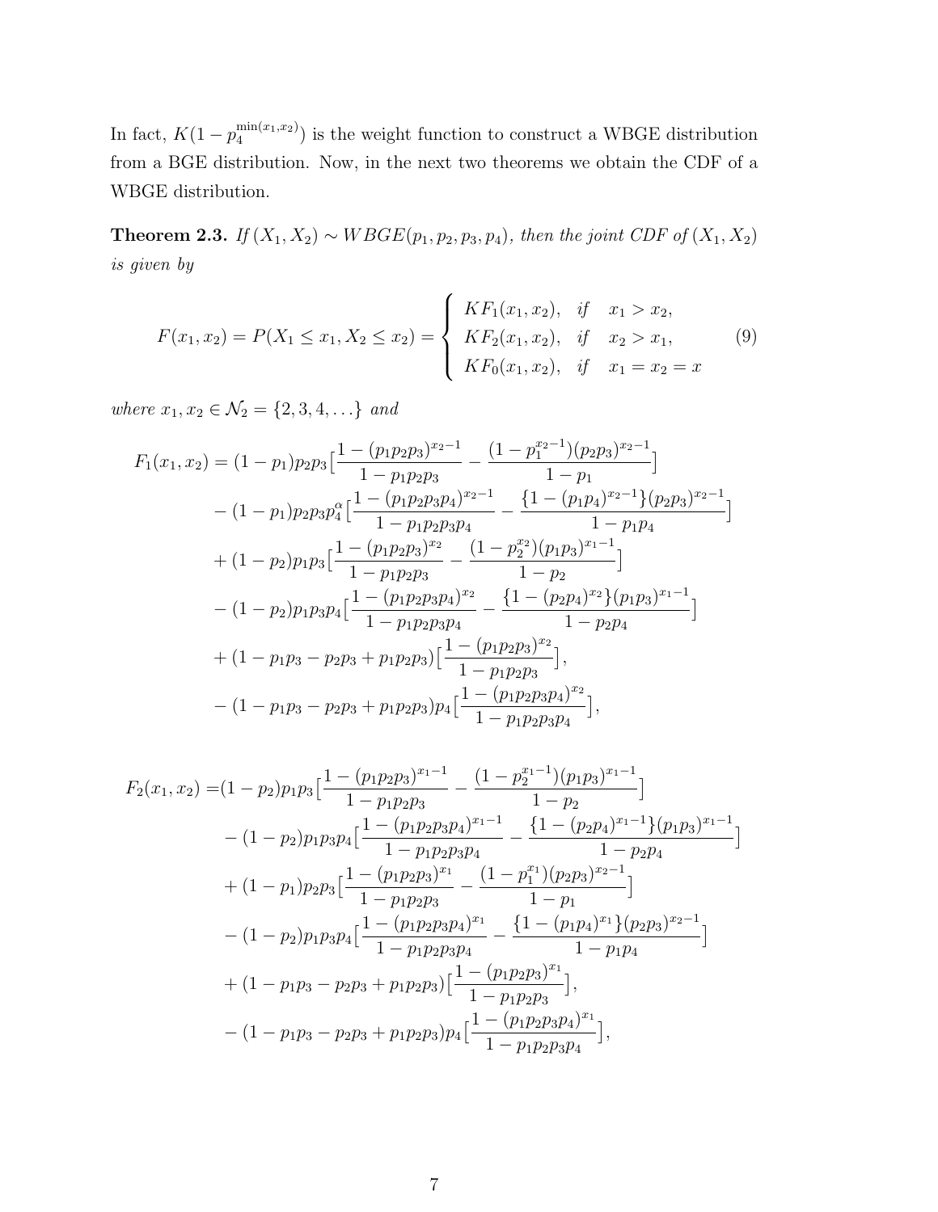In fact, $K(1-p_4^{\min(x_1,x_2)})$ is the weight function to construct a WBGE distribution from a BGE distribution. Now, in the next two theorems we obtain the CDF of a WBGE distribution.

**Theorem 2.3.** *If $(X_1, X_2) \sim WBGE(p_1, p_2, p_3, p_4)$, then the joint CDF of $(X_1, X_2)$ is given by*

$$F(x_1, x_2) = P(X_1 \le x_1, X_2 \le x_2) = \begin{cases} KF_1(x_1, x_2), & if \quad x_1 > x_2, \\ KF_2(x_1, x_2), & if \quad x_2 > x_1, \\ KF_0(x_1, x_2), & if \quad x_1 = x_2 = x \end{cases} \tag{9}$$

*where $x_1, x_2 \in \mathcal{N}_2 = \{2, 3, 4, \ldots\}$ and*

$$\begin{aligned}
F_1(x_1, x_2) &= (1-p_1)p_2p_3\Big[\frac{1-(p_1p_2p_3)^{x_2-1}}{1-p_1p_2p_3} - \frac{(1-p_1^{x_2-1})(p_2p_3)^{x_2-1}}{1-p_1}\Big] \\
&- (1-p_1)p_2p_3p_4^{\alpha}\Big[\frac{1-(p_1p_2p_3p_4)^{x_2-1}}{1-p_1p_2p_3p_4} - \frac{\{1-(p_1p_4)^{x_2-1}\}(p_2p_3)^{x_2-1}}{1-p_1p_4}\Big] \\
&+ (1-p_2)p_1p_3\Big[\frac{1-(p_1p_2p_3)^{x_2}}{1-p_1p_2p_3} - \frac{(1-p_2^{x_2})(p_1p_3)^{x_1-1}}{1-p_2}\Big] \\
&- (1-p_2)p_1p_3p_4\Big[\frac{1-(p_1p_2p_3p_4)^{x_2}}{1-p_1p_2p_3p_4} - \frac{\{1-(p_2p_4)^{x_2}\}(p_1p_3)^{x_1-1}}{1-p_2p_4}\Big] \\
&+ (1-p_1p_3-p_2p_3+p_1p_2p_3)\Big[\frac{1-(p_1p_2p_3)^{x_2}}{1-p_1p_2p_3}\Big], \\
&- (1-p_1p_3-p_2p_3+p_1p_2p_3)p_4\Big[\frac{1-(p_1p_2p_3p_4)^{x_2}}{1-p_1p_2p_3p_4}\Big],
\end{aligned}$$

$$\begin{aligned}
F_2(x_1, x_2) =&(1-p_2)p_1p_3\Big[\frac{1-(p_1p_2p_3)^{x_1-1}}{1-p_1p_2p_3} - \frac{(1-p_2^{x_1-1})(p_1p_3)^{x_1-1}}{1-p_2}\Big] \\
&- (1-p_2)p_1p_3p_4\Big[\frac{1-(p_1p_2p_3p_4)^{x_1-1}}{1-p_1p_2p_3p_4} - \frac{\{1-(p_2p_4)^{x_1-1}\}(p_1p_3)^{x_1-1}}{1-p_2p_4}\Big] \\
&+ (1-p_1)p_2p_3\Big[\frac{1-(p_1p_2p_3)^{x_1}}{1-p_1p_2p_3} - \frac{(1-p_1^{x_1})(p_2p_3)^{x_2-1}}{1-p_1}\Big] \\
&- (1-p_2)p_1p_3p_4\Big[\frac{1-(p_1p_2p_3p_4)^{x_1}}{1-p_1p_2p_3p_4} - \frac{\{1-(p_1p_4)^{x_1}\}(p_2p_3)^{x_2-1}}{1-p_1p_4}\Big] \\
&+ (1-p_1p_3-p_2p_3+p_1p_2p_3)\Big[\frac{1-(p_1p_2p_3)^{x_1}}{1-p_1p_2p_3}\Big], \\
&- (1-p_1p_3-p_2p_3+p_1p_2p_3)p_4\Big[\frac{1-(p_1p_2p_3p_4)^{x_1}}{1-p_1p_2p_3p_4}\Big],
\end{aligned}$$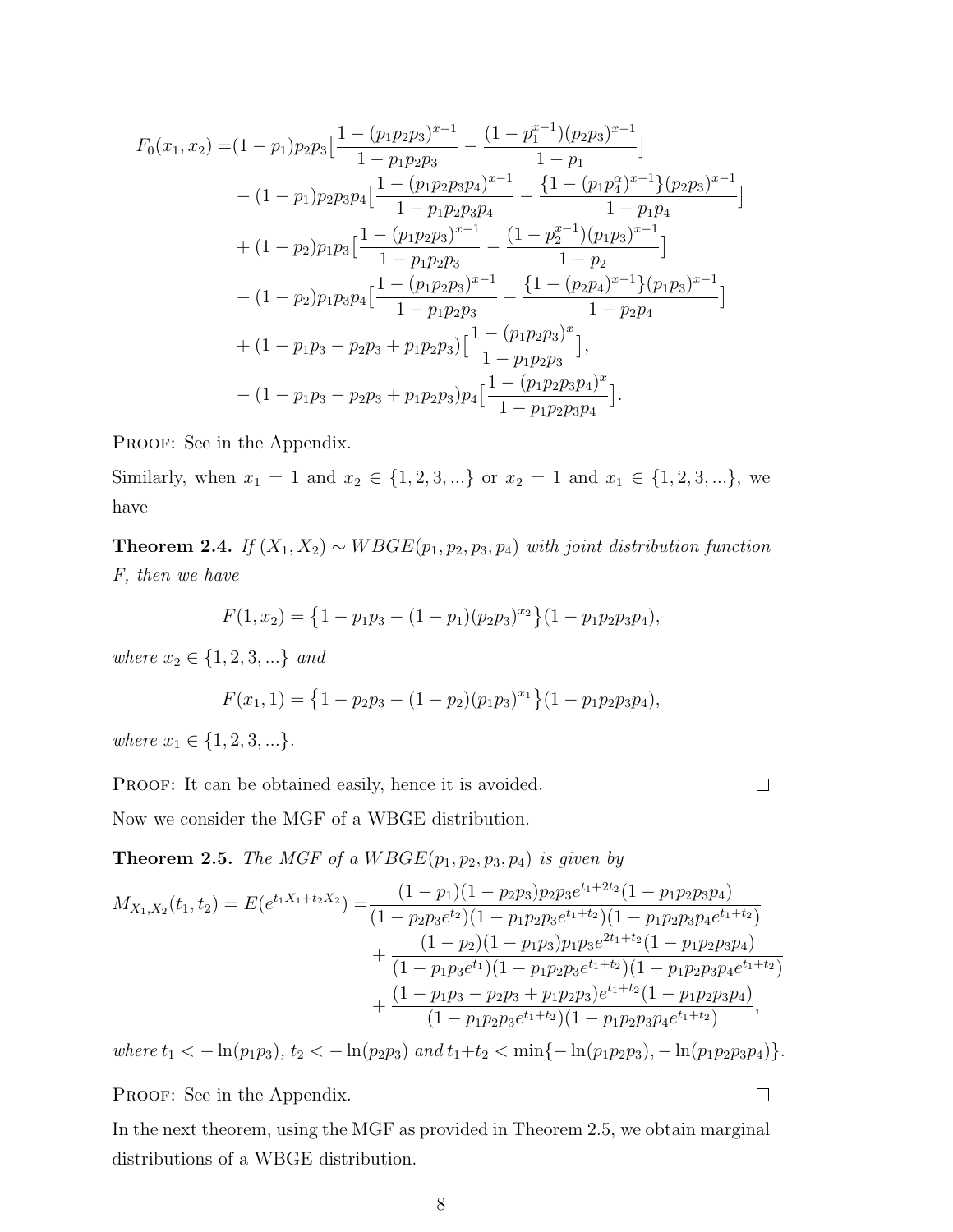$$
\begin{aligned}
F_0(x_1,x_2) =&(1-p_1)p_2p_3\big[\frac{1-(p_1p_2p_3)^{x-1}}{1-p_1p_2p_3} - \frac{(1-p_1^{x-1})(p_2p_3)^{x-1}}{1-p_1}\big] \\
&-(1-p_1)p_2p_3p_4\big[\frac{1-(p_1p_2p_3p_4)^{x-1}}{1-p_1p_2p_3p_4} - \frac{\{1-(p_1p_4^{\alpha})^{x-1}\}(p_2p_3)^{x-1}}{1-p_1p_4}\big] \\
&+(1-p_2)p_1p_3\big[\frac{1-(p_1p_2p_3)^{x-1}}{1-p_1p_2p_3} - \frac{(1-p_2^{x-1})(p_1p_3)^{x-1}}{1-p_2}\big] \\
&-(1-p_2)p_1p_3p_4\big[\frac{1-(p_1p_2p_3)^{x-1}}{1-p_1p_2p_3} - \frac{\{1-(p_2p_4)^{x-1}\}(p_1p_3)^{x-1}}{1-p_2p_4}\big] \\
&+(1-p_1p_3-p_2p_3+p_1p_2p_3)\big[\frac{1-(p_1p_2p_3)^{x}}{1-p_1p_2p_3}\big], \\
&-(1-p_1p_3-p_2p_3+p_1p_2p_3)p_4\big[\frac{1-(p_1p_2p_3p_4)^{x}}{1-p_1p_2p_3p_4}\big].
\end{aligned}
$$

Proof: See in the Appendix.

Similarly, when $x_1 = 1$ and $x_2 \in \{1, 2, 3, ...\}$ or $x_2 = 1$ and $x_1 \in \{1, 2, 3, ...\}$, we have

**Theorem 2.4.** *If $(X_1, X_2) \sim WBGE(p_1, p_2, p_3, p_4)$ with joint distribution function F, then we have*

$$F(1, x_2) = \{1 - p_1p_3 - (1 - p_1)(p_2p_3)^{x_2}\}(1 - p_1p_2p_3p_4),$$

*where $x_2 \in \{1, 2, 3, ...\}$ and*

$$F(x_1, 1) = \{1 - p_2p_3 - (1 - p_2)(p_1p_3)^{x_1}\}(1 - p_1p_2p_3p_4),$$

*where $x_1 \in \{1, 2, 3, ...\}$.*

Proof: It can be obtained easily, hence it is avoided. □

Now we consider the MGF of a WBGE distribution.

**Theorem 2.5.** *The MGF of a $WBGE(p_1, p_2, p_3, p_4)$ is given by*

$$
\begin{aligned}
M_{X_1,X_2}(t_1,t_2) = E(e^{t_1X_1+t_2X_2}) =& \frac{(1-p_1)(1-p_2p_3)p_2p_3e^{t_1+2t_2}(1-p_1p_2p_3p_4)}{(1-p_2p_3e^{t_2})(1-p_1p_2p_3e^{t_1+t_2})(1-p_1p_2p_3p_4e^{t_1+t_2})} \\
&+ \frac{(1-p_2)(1-p_1p_3)p_1p_3e^{2t_1+t_2}(1-p_1p_2p_3p_4)}{(1-p_1p_3e^{t_1})(1-p_1p_2p_3e^{t_1+t_2})(1-p_1p_2p_3p_4e^{t_1+t_2})} \\
&+ \frac{(1-p_1p_3-p_2p_3+p_1p_2p_3)e^{t_1+t_2}(1-p_1p_2p_3p_4)}{(1-p_1p_2p_3e^{t_1+t_2})(1-p_1p_2p_3p_4e^{t_1+t_2})},
\end{aligned}
$$

*where $t_1 < -\ln(p_1p_3)$, $t_2 < -\ln(p_2p_3)$ and $t_1 + t_2 < \min\{-\ln(p_1p_2p_3), -\ln(p_1p_2p_3p_4)\}$.*

Proof: See in the Appendix. □

In the next theorem, using the MGF as provided in Theorem 2.5, we obtain marginal distributions of a WBGE distribution.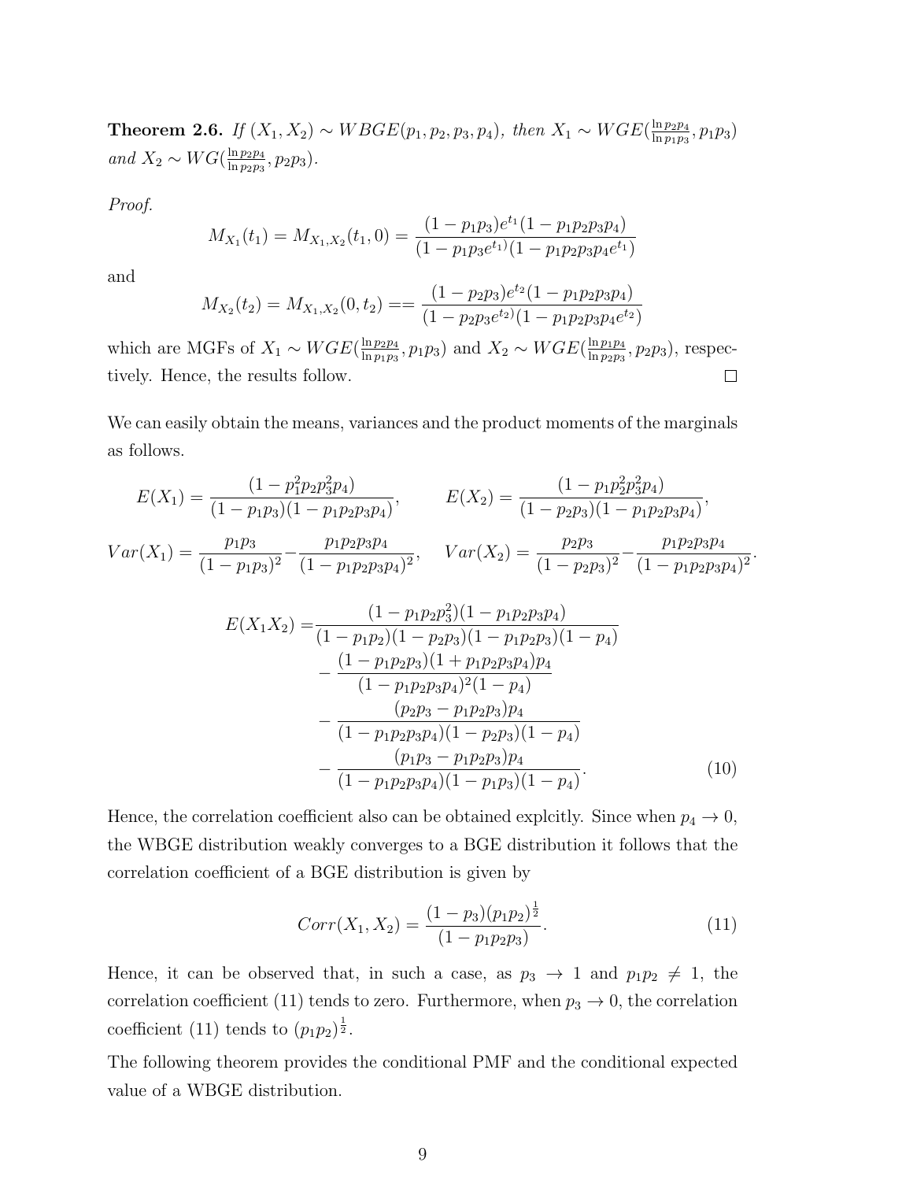**Theorem 2.6.** *If $(X_1, X_2) \sim WBGE(p_1, p_2, p_3, p_4)$, then $X_1 \sim WGE(\frac{\ln p_2 p_4}{\ln p_1 p_3}, p_1 p_3)$ and $X_2 \sim WG(\frac{\ln p_2 p_4}{\ln p_2 p_3}, p_2 p_3)$.*

*Proof.*

$$M_{X_1}(t_1) = M_{X_1,X_2}(t_1, 0) = \frac{(1 - p_1p_3)e^{t_1}(1 - p_1p_2p_3p_4)}{(1 - p_1p_3e^{t_1)}(1 - p_1p_2p_3p_4e^{t_1})}$$

and

$$M_{X_2}(t_2) = M_{X_1,X_2}(0, t_2) == \frac{(1 - p_2p_3)e^{t_2}(1 - p_1p_2p_3p_4)}{(1 - p_2p_3e^{t_2)}(1 - p_1p_2p_3p_4e^{t_2})}$$

which are MGFs of $X_1 \sim WGE(\frac{\ln p_2 p_4}{\ln p_1 p_3}, p_1 p_3)$ and $X_2 \sim WGE(\frac{\ln p_1 p_4}{\ln p_2 p_3}, p_2 p_3)$, respectively. Hence, the results follow. $\square$

We can easily obtain the means, variances and the product moments of the marginals as follows.

$$E(X_1) = \frac{(1 - p_1^2p_2p_3^2p_4)}{(1 - p_1p_3)(1 - p_1p_2p_3p_4)}, \qquad E(X_2) = \frac{(1 - p_1p_2^2p_3^2p_4)}{(1 - p_2p_3)(1 - p_1p_2p_3p_4)},$$

$$Var(X_1) = \frac{p_1p_3}{(1 - p_1p_3)^2} - \frac{p_1p_2p_3p_4}{(1 - p_1p_2p_3p_4)^2}, \quad Var(X_2) = \frac{p_2p_3}{(1 - p_2p_3)^2} - \frac{p_1p_2p_3p_4}{(1 - p_1p_2p_3p_4)^2}.$$

$$\begin{aligned}
E(X_1X_2) =& \frac{(1 - p_1p_2p_3^2)(1 - p_1p_2p_3p_4)}{(1 - p_1p_2)(1 - p_2p_3)(1 - p_1p_2p_3)(1 - p_4)} \\
&- \frac{(1 - p_1p_2p_3)(1 + p_1p_2p_3p_4)p_4}{(1 - p_1p_2p_3p_4)^2(1 - p_4)} \\
&- \frac{(p_2p_3 - p_1p_2p_3)p_4}{(1 - p_1p_2p_3p_4)(1 - p_2p_3)(1 - p_4)} \\
&- \frac{(p_1p_3 - p_1p_2p_3)p_4}{(1 - p_1p_2p_3p_4)(1 - p_1p_3)(1 - p_4)}.
\end{aligned} \tag{10}$$

Hence, the correlation coefficient also can be obtained explcitly. Since when $p_4 \to 0$, the WBGE distribution weakly converges to a BGE distribution it follows that the correlation coefficient of a BGE distribution is given by

$$Corr(X_1, X_2) = \frac{(1 - p_3)(p_1p_2)^{\frac{1}{2}}}{(1 - p_1p_2p_3)}. \tag{11}$$

Hence, it can be observed that, in such a case, as $p_3 \to 1$ and $p_1p_2 \neq 1$, the correlation coefficient (11) tends to zero. Furthermore, when $p_3 \to 0$, the correlation coefficient (11) tends to $(p_1p_2)^{\frac{1}{2}}$.

The following theorem provides the conditional PMF and the conditional expected value of a WBGE distribution.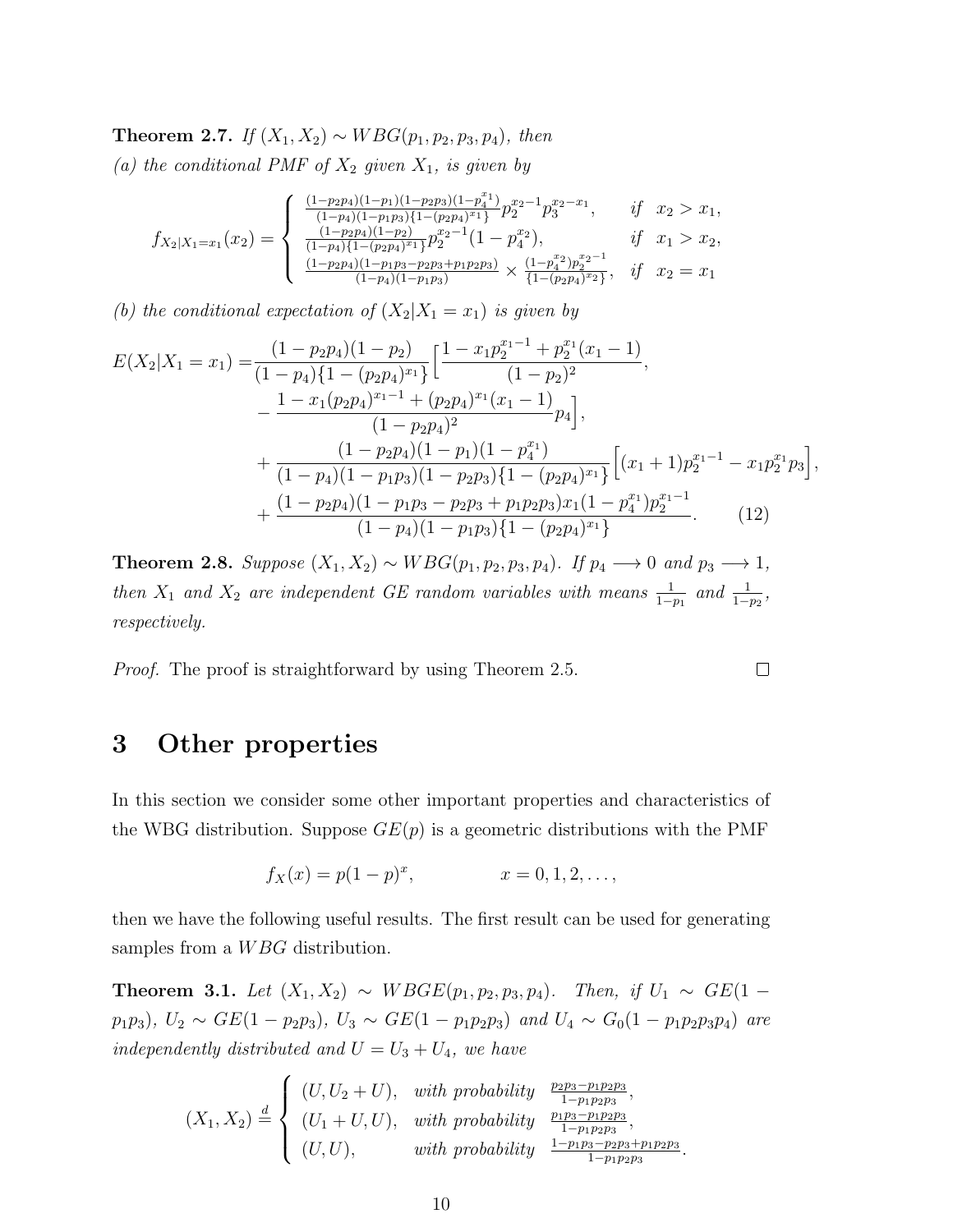**Theorem 2.7.** *If $(X_1, X_2) \sim WBG(p_1, p_2, p_3, p_4)$, then*

*(a) the conditional PMF of $X_2$ given $X_1$, is given by*

$$
f_{X_2|X_1=x_1}(x_2) = \begin{cases} \frac{(1-p_2p_4)(1-p_1)(1-p_2p_3)(1-p_4^{x_1})}{(1-p_4)(1-p_1p_3)\{1-(p_2p_4)^{x_1}\}} p_2^{x_2-1} p_3^{x_2-x_1}, & \text{if } \ x_2 > x_1, \\ \frac{(1-p_2p_4)(1-p_2)}{(1-p_4)\{1-(p_2p_4)^{x_1}\}} p_2^{x_2-1}(1-p_4^{x_2}), & \text{if } \ x_1 > x_2, \\ \frac{(1-p_2p_4)(1-p_1p_3-p_2p_3+p_1p_2p_3)}{(1-p_4)(1-p_1p_3)} \times \frac{(1-p_4^{x_2})p_2^{x_2-1}}{\{1-(p_2p_4)^{x_2}\}}, & \text{if } \ x_2 = x_1 \end{cases}
$$

*(b) the conditional expectation of $(X_2|X_1 = x_1)$ is given by*

$$
\begin{aligned}
E(X_2|X_1 = x_1) =& \frac{(1-p_2p_4)(1-p_2)}{(1-p_4)\{1-(p_2p_4)^{x_1}\}} \Big[ \frac{1 - x_1 p_2^{x_1-1} + p_2^{x_1}(x_1-1)}{(1-p_2)^2}, \\
&- \frac{1 - x_1(p_2p_4)^{x_1-1} + (p_2p_4)^{x_1}(x_1-1)}{(1-p_2p_4)^2} p_4 \Big], \\
&+ \frac{(1-p_2p_4)(1-p_1)(1-p_4^{x_1})}{(1-p_4)(1-p_1p_3)(1-p_2p_3)\{1-(p_2p_4)^{x_1}\}} \Big[ (x_1+1)p_2^{x_1-1} - x_1 p_2^{x_1} p_3 \Big], \\
&+ \frac{(1-p_2p_4)(1-p_1p_3-p_2p_3+p_1p_2p_3)x_1(1-p_4^{x_1})p_2^{x_1-1}}{(1-p_4)(1-p_1p_3)\{1-(p_2p_4)^{x_1}\}}. \qquad (12)
\end{aligned}
$$

**Theorem 2.8.** *Suppose $(X_1, X_2) \sim WBG(p_1, p_2, p_3, p_4)$. If $p_4 \longrightarrow 0$ and $p_3 \longrightarrow 1$, then $X_1$ and $X_2$ are independent GE random variables with means $\frac{1}{1-p_1}$ and $\frac{1}{1-p_2}$, respectively.*

*Proof.* The proof is straightforward by using Theorem 2.5. □

# 3 Other properties

In this section we consider some other important properties and characteristics of the WBG distribution. Suppose $GE(p)$ is a geometric distributions with the PMF

$$
f_X(x) = p(1-p)^x, \qquad\qquad x = 0, 1, 2, \ldots,
$$

then we have the following useful results. The first result can be used for generating samples from a $WBG$ distribution.

**Theorem 3.1.** *Let $(X_1, X_2) \sim WBGE(p_1, p_2, p_3, p_4)$. Then, if $U_1 \sim GE(1 - p_1p_3)$, $U_2 \sim GE(1 - p_2p_3)$, $U_3 \sim GE(1 - p_1p_2p_3)$ and $U_4 \sim G_0(1 - p_1p_2p_3p_4)$ are independently distributed and $U = U_3 + U_4$, we have*

$$
(X_1, X_2) \stackrel{d}{=} \begin{cases} (U, U_2 + U), & \text{with probability } \ \frac{p_2p_3 - p_1p_2p_3}{1-p_1p_2p_3}, \\ (U_1 + U, U), & \text{with probability } \ \frac{p_1p_3 - p_1p_2p_3}{1-p_1p_2p_3}, \\ (U, U), & \text{with probability } \ \frac{1-p_1p_3-p_2p_3+p_1p_2p_3}{1-p_1p_2p_3}. \end{cases}
$$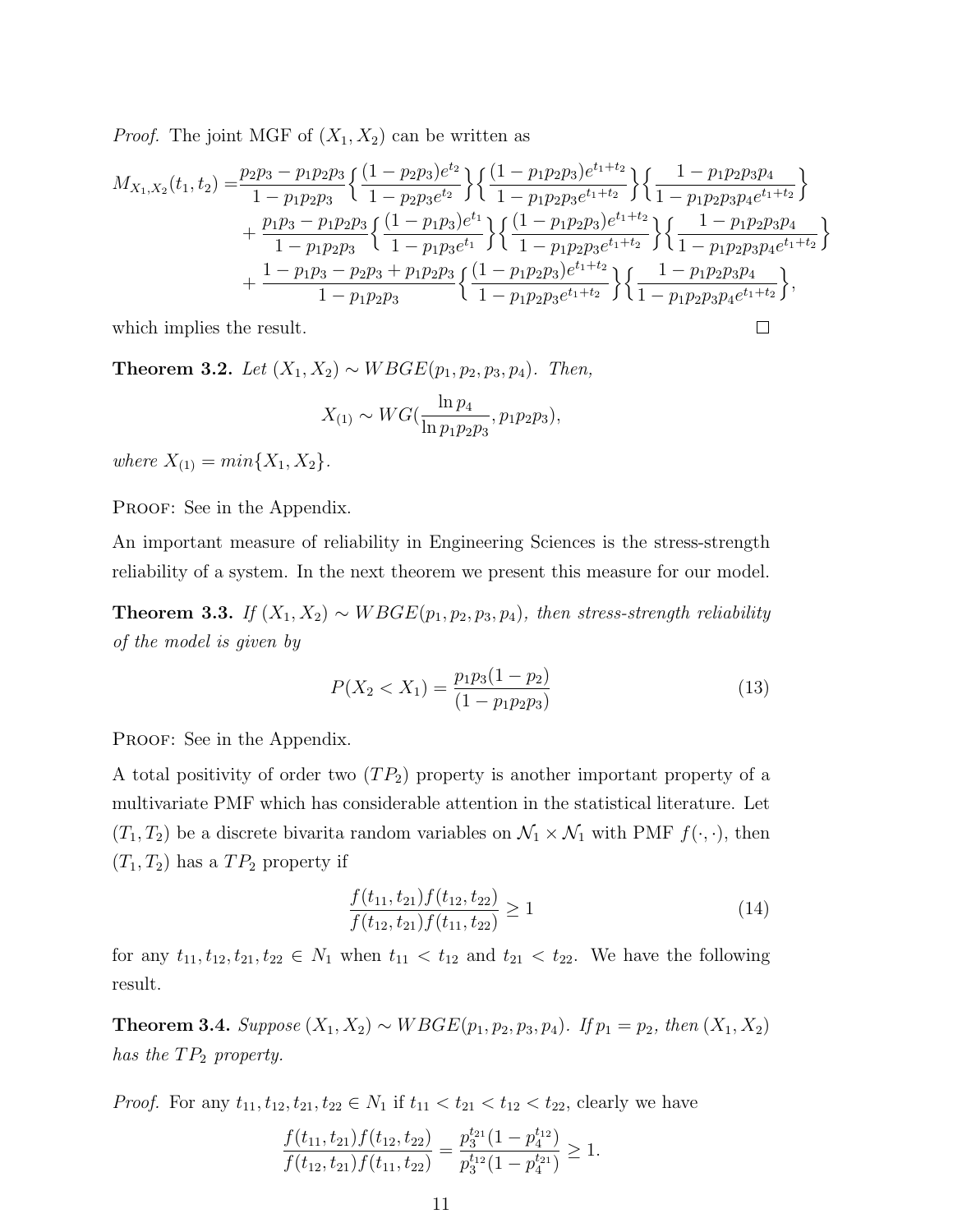*Proof.* The joint MGF of $(X_1, X_2)$ can be written as

$$
\begin{aligned}
M_{X_1,X_2}(t_1,t_2) =& \frac{p_2p_3 - p_1p_2p_3}{1-p_1p_2p_3}\Big\{\frac{(1-p_2p_3)e^{t_2}}{1-p_2p_3e^{t_2}}\Big\}\Big\{\frac{(1-p_1p_2p_3)e^{t_1+t_2}}{1-p_1p_2p_3e^{t_1+t_2}}\Big\}\Big\{\frac{1-p_1p_2p_3p_4}{1-p_1p_2p_3p_4e^{t_1+t_2}}\Big\} \\
&+ \frac{p_1p_3 - p_1p_2p_3}{1-p_1p_2p_3}\Big\{\frac{(1-p_1p_3)e^{t_1}}{1-p_1p_3e^{t_1}}\Big\}\Big\{\frac{(1-p_1p_2p_3)e^{t_1+t_2}}{1-p_1p_2p_3e^{t_1+t_2}}\Big\}\Big\{\frac{1-p_1p_2p_3p_4}{1-p_1p_2p_3p_4e^{t_1+t_2}}\Big\} \\
&+ \frac{1-p_1p_3-p_2p_3+p_1p_2p_3}{1-p_1p_2p_3}\Big\{\frac{(1-p_1p_2p_3)e^{t_1+t_2}}{1-p_1p_2p_3e^{t_1+t_2}}\Big\}\Big\{\frac{1-p_1p_2p_3p_4}{1-p_1p_2p_3p_4e^{t_1+t_2}}\Big\},
\end{aligned}
$$

which implies the result. □

**Theorem 3.2.** *Let $(X_1, X_2) \sim WBGE(p_1, p_2, p_3, p_4)$. Then,*

$$X_{(1)} \sim WG(\frac{\ln p_4}{\ln p_1p_2p_3}, p_1p_2p_3),$$

*where $X_{(1)} = min\{X_1, X_2\}$.*

Proof: See in the Appendix.

An important measure of reliability in Engineering Sciences is the stress-strength reliability of a system. In the next theorem we present this measure for our model.

**Theorem 3.3.** *If $(X_1, X_2) \sim WBGE(p_1, p_2, p_3, p_4)$, then stress-strength reliability of the model is given by*

$$P(X_2 < X_1) = \frac{p_1p_3(1-p_2)}{(1-p_1p_2p_3)} \tag{13}$$

Proof: See in the Appendix.

A total positivity of order two ($TP_2$) property is another important property of a multivariate PMF which has considerable attention in the statistical literature. Let $(T_1, T_2)$ be a discrete bivarita random variables on $\mathcal{N}_1 \times \mathcal{N}_1$ with PMF $f(\cdot,\cdot)$, then $(T_1, T_2)$ has a $TP_2$ property if

$$\frac{f(t_{11}, t_{21})f(t_{12}, t_{22})}{f(t_{12}, t_{21})f(t_{11}, t_{22})} \geq 1 \tag{14}$$

for any $t_{11}, t_{12}, t_{21}, t_{22} \in N_1$ when $t_{11} < t_{12}$ and $t_{21} < t_{22}$. We have the following result.

**Theorem 3.4.** *Suppose $(X_1, X_2) \sim WBGE(p_1, p_2, p_3, p_4)$. If $p_1 = p_2$, then $(X_1, X_2)$ has the $TP_2$ property.*

*Proof.* For any $t_{11}, t_{12}, t_{21}, t_{22} \in N_1$ if $t_{11} < t_{21} < t_{12} < t_{22}$, clearly we have

$$\frac{f(t_{11}, t_{21})f(t_{12}, t_{22})}{f(t_{12}, t_{21})f(t_{11}, t_{22})} = \frac{p_3^{t_{21}}(1-p_4^{t_{12}})}{p_3^{t_{12}}(1-p_4^{t_{21}})} \geq 1.$$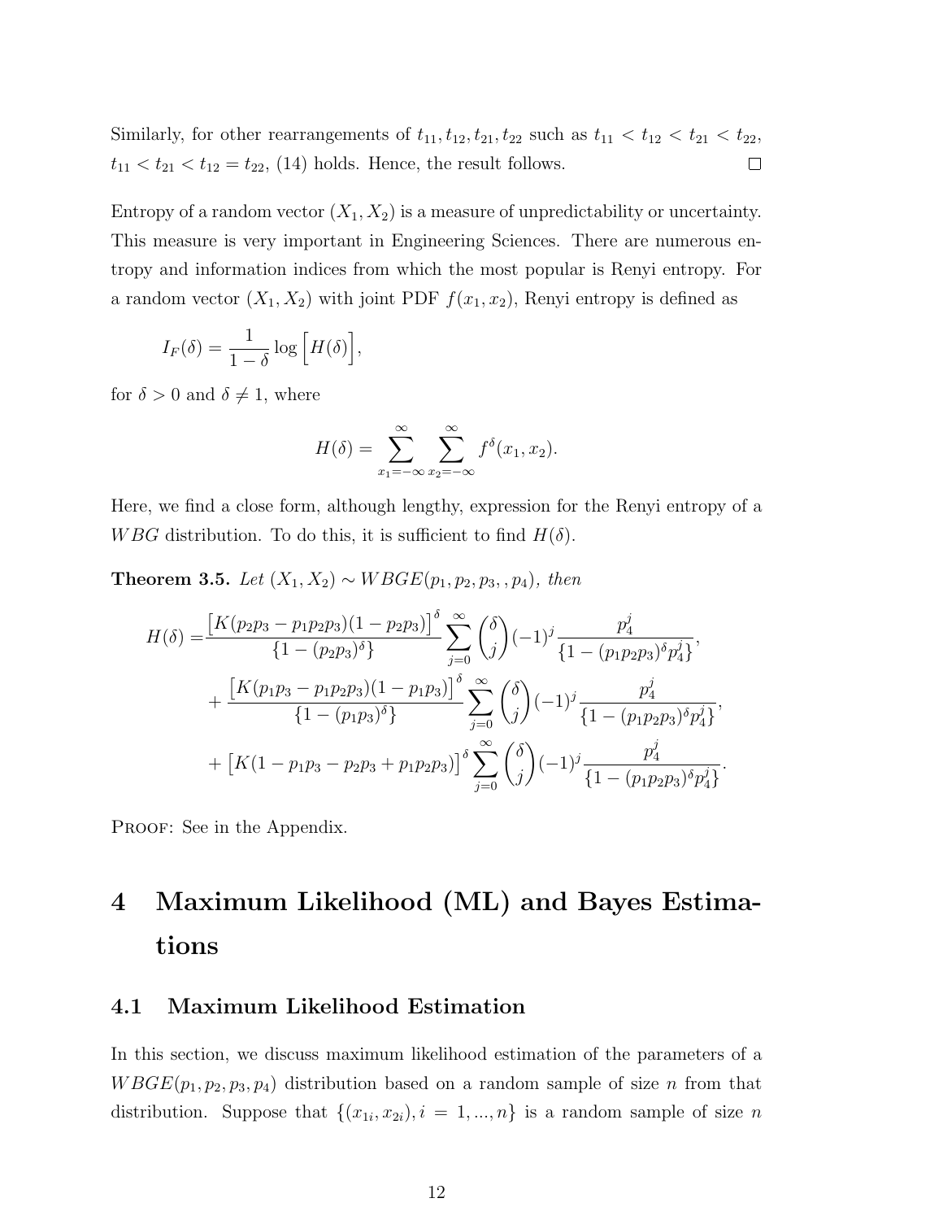Similarly, for other rearrangements of $t_{11}, t_{12}, t_{21}, t_{22}$ such as $t_{11} < t_{12} < t_{21} < t_{22}$, $t_{11} < t_{21} < t_{12} = t_{22}$, (14) holds. Hence, the result follows. $\square$

Entropy of a random vector $(X_1, X_2)$ is a measure of unpredictability or uncertainty. This measure is very important in Engineering Sciences. There are numerous entropy and information indices from which the most popular is Renyi entropy. For a random vector $(X_1, X_2)$ with joint PDF $f(x_1, x_2)$, Renyi entropy is defined as

$$I_F(\delta) = \frac{1}{1-\delta} \log \Big[ H(\delta) \Big],$$

for $\delta > 0$ and $\delta \neq 1$, where

$$H(\delta) = \sum_{x_1=-\infty}^{\infty} \sum_{x_2=-\infty}^{\infty} f^{\delta}(x_1, x_2).$$

Here, we find a close form, although lengthy, expression for the Renyi entropy of a $WBG$ distribution. To do this, it is sufficient to find $H(\delta)$.

**Theorem 3.5.** *Let $(X_1, X_2) \sim WBGE(p_1, p_2, p_3, , p_4)$, then*

$$\begin{aligned}
H(\delta) = & \frac{\big[K(p_2p_3 - p_1p_2p_3)(1-p_2p_3)\big]^{\delta}}{\{1-(p_2p_3)^{\delta}\}} \sum_{j=0}^{\infty} \binom{\delta}{j} (-1)^j \frac{p_4^j}{\{1-(p_1p_2p_3)^{\delta} p_4^j\}}, \\
& + \frac{\big[K(p_1p_3 - p_1p_2p_3)(1-p_1p_3)\big]^{\delta}}{\{1-(p_1p_3)^{\delta}\}} \sum_{j=0}^{\infty} \binom{\delta}{j} (-1)^j \frac{p_4^j}{\{1-(p_1p_2p_3)^{\delta} p_4^j\}}, \\
& + \big[K(1 - p_1p_3 - p_2p_3 + p_1p_2p_3)\big]^{\delta} \sum_{j=0}^{\infty} \binom{\delta}{j} (-1)^j \frac{p_4^j}{\{1-(p_1p_2p_3)^{\delta} p_4^j\}}.
\end{aligned}$$

PROOF: See in the Appendix.

# 4 Maximum Likelihood (ML) and Bayes Estimations

## 4.1 Maximum Likelihood Estimation

In this section, we discuss maximum likelihood estimation of the parameters of a $WBGE(p_1, p_2, p_3, p_4)$ distribution based on a random sample of size $n$ from that distribution. Suppose that $\{(x_{1i}, x_{2i}), i = 1, ..., n\}$ is a random sample of size $n$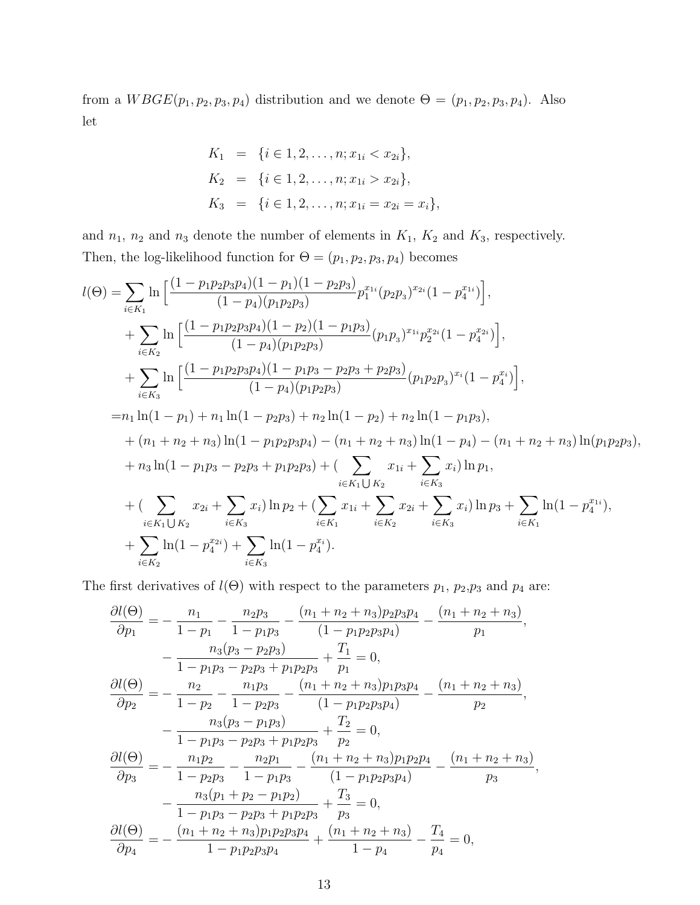from a $WBGE(p_1, p_2, p_3, p_4)$ distribution and we denote $\Theta = (p_1, p_2, p_3, p_4)$. Also let

$$
\begin{aligned}
K_1 &= \{i \in 1, 2, \ldots, n; x_{1i} < x_{2i}\}, \\
K_2 &= \{i \in 1, 2, \ldots, n; x_{1i} > x_{2i}\}, \\
K_3 &= \{i \in 1, 2, \ldots, n; x_{1i} = x_{2i} = x_i\},
\end{aligned}
$$

and $n_1$, $n_2$ and $n_3$ denote the number of elements in $K_1$, $K_2$ and $K_3$, respectively. Then, the log-likelihood function for $\Theta = (p_1, p_2, p_3, p_4)$ becomes

$$
\begin{aligned}
l(\Theta) =& \sum_{i \in K_1} \ln\Big[\frac{(1-p_1p_2p_3p_4)(1-p_1)(1-p_2p_3)}{(1-p_4)(p_1p_2p_3)} p_1^{x_{1i}} (p_2p_3)^{x_{2i}} (1-p_4^{x_{1i}})\Big], \\
&+ \sum_{i \in K_2} \ln\Big[\frac{(1-p_1p_2p_3p_4)(1-p_2)(1-p_1p_3)}{(1-p_4)(p_1p_2p_3)} (p_1p_3)^{x_{1i}} p_2^{x_{2i}} (1-p_4^{x_{2i}})\Big], \\
&+ \sum_{i \in K_3} \ln\Big[\frac{(1-p_1p_2p_3p_4)(1-p_1p_3-p_2p_3+p_2p_3)}{(1-p_4)(p_1p_2p_3)} (p_1p_2p_3)^{x_i} (1-p_4^{x_i})\Big], \\
=& n_1 \ln(1-p_1) + n_1 \ln(1-p_2p_3) + n_2 \ln(1-p_2) + n_2 \ln(1-p_1p_3), \\
&+ (n_1+n_2+n_3)\ln(1-p_1p_2p_3p_4) - (n_1+n_2+n_3)\ln(1-p_4) - (n_1+n_2+n_3)\ln(p_1p_2p_3), \\
&+ n_3 \ln(1-p_1p_3-p_2p_3+p_1p_2p_3) + (\sum_{i \in K_1 \bigcup K_2} x_{1i} + \sum_{i \in K_3} x_i) \ln p_1, \\
&+ (\sum_{i \in K_1 \bigcup K_2} x_{2i} + \sum_{i \in K_3} x_i) \ln p_2 + (\sum_{i \in K_1} x_{1i} + \sum_{i \in K_2} x_{2i} + \sum_{i \in K_3} x_i) \ln p_3 + \sum_{i \in K_1} \ln(1-p_4^{x_{1i}}), \\
&+ \sum_{i \in K_2} \ln(1-p_4^{x_{2i}}) + \sum_{i \in K_3} \ln(1-p_4^{x_i}).
\end{aligned}
$$

The first derivatives of $l(\Theta)$ with respect to the parameters $p_1$, $p_2$,$p_3$ and $p_4$ are:

$$
\begin{aligned}
\frac{\partial l(\Theta)}{\partial p_1} =& -\frac{n_1}{1-p_1} - \frac{n_2p_3}{1-p_1p_3} - \frac{(n_1+n_2+n_3)p_2p_3p_4}{(1-p_1p_2p_3p_4)} - \frac{(n_1+n_2+n_3)}{p_1}, \\
&- \frac{n_3(p_3-p_2p_3)}{1-p_1p_3-p_2p_3+p_1p_2p_3} + \frac{T_1}{p_1} = 0, \\
\frac{\partial l(\Theta)}{\partial p_2} =& -\frac{n_2}{1-p_2} - \frac{n_1p_3}{1-p_2p_3} - \frac{(n_1+n_2+n_3)p_1p_3p_4}{(1-p_1p_2p_3p_4)} - \frac{(n_1+n_2+n_3)}{p_2}, \\
&- \frac{n_3(p_3-p_1p_3)}{1-p_1p_3-p_2p_3+p_1p_2p_3} + \frac{T_2}{p_2} = 0, \\
\frac{\partial l(\Theta)}{\partial p_3} =& -\frac{n_1p_2}{1-p_2p_3} - \frac{n_2p_1}{1-p_1p_3} - \frac{(n_1+n_2+n_3)p_1p_2p_4}{(1-p_1p_2p_3p_4)} - \frac{(n_1+n_2+n_3)}{p_3}, \\
&- \frac{n_3(p_1+p_2-p_1p_2)}{1-p_1p_3-p_2p_3+p_1p_2p_3} + \frac{T_3}{p_3} = 0, \\
\frac{\partial l(\Theta)}{\partial p_4} =& -\frac{(n_1+n_2+n_3)p_1p_2p_3p_4}{1-p_1p_2p_3p_4} + \frac{(n_1+n_2+n_3)}{1-p_4} - \frac{T_4}{p_4} = 0,
\end{aligned}
$$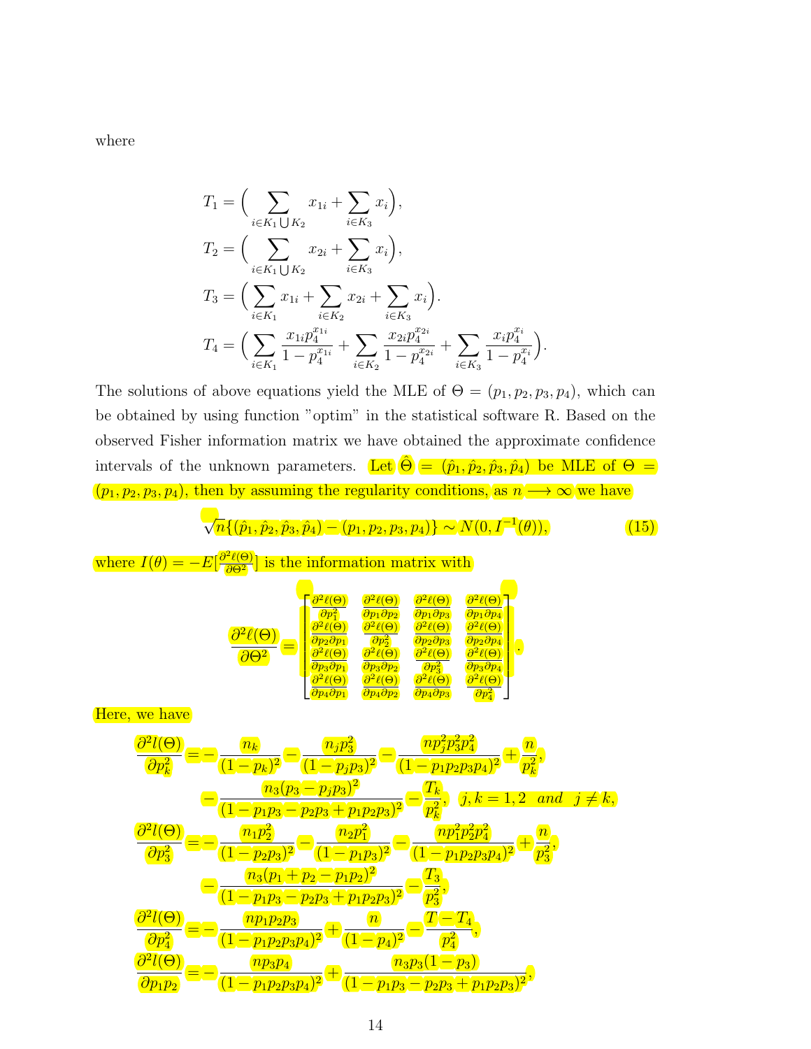where

$$
\begin{aligned}
T_1 &= \Big( \sum_{i \in K_1 \bigcup K_2} x_{1i} + \sum_{i \in K_3} x_i \Big), \\
T_2 &= \Big( \sum_{i \in K_1 \bigcup K_2} x_{2i} + \sum_{i \in K_3} x_i \Big), \\
T_3 &= \Big( \sum_{i \in K_1} x_{1i} + \sum_{i \in K_2} x_{2i} + \sum_{i \in K_3} x_i \Big). \\
T_4 &= \Big( \sum_{i \in K_1} \frac{x_{1i} p_4^{x_{1i}}}{1 - p_4^{x_{1i}}} + \sum_{i \in K_2} \frac{x_{2i} p_4^{x_{2i}}}{1 - p_4^{x_{2i}}} + \sum_{i \in K_3} \frac{x_i p_4^{x_i}}{1 - p_4^{x_i}} \Big).
\end{aligned}
$$

The solutions of above equations yield the MLE of $\Theta = (p_1, p_2, p_3, p_4)$, which can be obtained by using function "optim" in the statistical software R. Based on the observed Fisher information matrix we have obtained the approximate confidence intervals of the unknown parameters. Let $\hat{\Theta} = (\hat{p}_1, \hat{p}_2, \hat{p}_3, \hat{p}_4)$ be MLE of $\Theta = (p_1, p_2, p_3, p_4)$, then by assuming the regularity conditions, as $n \longrightarrow \infty$ we have

$$
\sqrt{n}\{(\hat{p}_1, \hat{p}_2, \hat{p}_3, \hat{p}_4) - (p_1, p_2, p_3, p_4)\} \sim N(0, I^{-1}(\theta)), \tag{15}
$$

where $I(\theta) = -E[\frac{\partial^2 \ell(\Theta)}{\partial \Theta^2}]$ is the information matrix with

$$
\frac{\partial^2 \ell(\Theta)}{\partial \Theta^2} = \begin{bmatrix}
\frac{\partial^2 \ell(\Theta)}{\partial p_1^2} & \frac{\partial^2 \ell(\Theta)}{\partial p_1 \partial p_2} & \frac{\partial^2 \ell(\Theta)}{\partial p_1 \partial p_3} & \frac{\partial^2 \ell(\Theta)}{\partial p_1 \partial p_4} \\
\frac{\partial^2 \ell(\Theta)}{\partial p_2 \partial p_1} & \frac{\partial^2 \ell(\Theta)}{\partial p_2^2} & \frac{\partial^2 \ell(\Theta)}{\partial p_2 \partial p_3} & \frac{\partial^2 \ell(\Theta)}{\partial p_2 \partial p_4} \\
\frac{\partial^2 \ell(\Theta)}{\partial p_3 \partial p_1} & \frac{\partial^2 \ell(\Theta)}{\partial p_3 \partial p_2} & \frac{\partial^2 \ell(\Theta)}{\partial p_3^2} & \frac{\partial^2 \ell(\Theta)}{\partial p_3 \partial p_4} \\
\frac{\partial^2 \ell(\Theta)}{\partial p_4 \partial p_1} & \frac{\partial^2 \ell(\Theta)}{\partial p_4 \partial p_2} & \frac{\partial^2 \ell(\Theta)}{\partial p_4 \partial p_3} & \frac{\partial^2 \ell(\Theta)}{\partial p_4^2}
\end{bmatrix}.
$$

Here, we have

$$
\begin{aligned}
\frac{\partial^2 l(\Theta)}{\partial p_k^2} &= -\frac{n_k}{(1-p_k)^2} - \frac{n_j p_3^2}{(1-p_j p_3)^2} - \frac{n p_j^2 p_3^2 p_4^2}{(1-p_1 p_2 p_3 p_4)^2} + \frac{n}{p_k^2}, \\
&\quad - \frac{n_3 (p_3 - p_j p_3)^2}{(1 - p_1 p_3 - p_2 p_3 + p_1 p_2 p_3)^2} - \frac{T_k}{p_k^2}, \quad j,k = 1,2 \quad and \quad j \neq k, \\
\frac{\partial^2 l(\Theta)}{\partial p_3^2} &= -\frac{n_1 p_2^2}{(1-p_2 p_3)^2} - \frac{n_2 p_1^2}{(1-p_1 p_3)^2} - \frac{n p_1^2 p_2^2 p_4^2}{(1-p_1 p_2 p_3 p_4)^2} + \frac{n}{p_3^2}, \\
&\quad - \frac{n_3 (p_1 + p_2 - p_1 p_2)^2}{(1 - p_1 p_3 - p_2 p_3 + p_1 p_2 p_3)^2} - \frac{T_3}{p_3^2}, \\
\frac{\partial^2 l(\Theta)}{\partial p_4^2} &= -\frac{n p_1 p_2 p_3}{(1-p_1 p_2 p_3 p_4)^2} + \frac{n}{(1-p_4)^2} - \frac{T - T_4}{p_4^2}, \\
\frac{\partial^2 l(\Theta)}{\partial p_1 p_2} &= -\frac{n p_3 p_4}{(1-p_1 p_2 p_3 p_4)^2} + \frac{n_3 p_3 (1-p_3)}{(1 - p_1 p_3 - p_2 p_3 + p_1 p_2 p_3)^2},
\end{aligned}
$$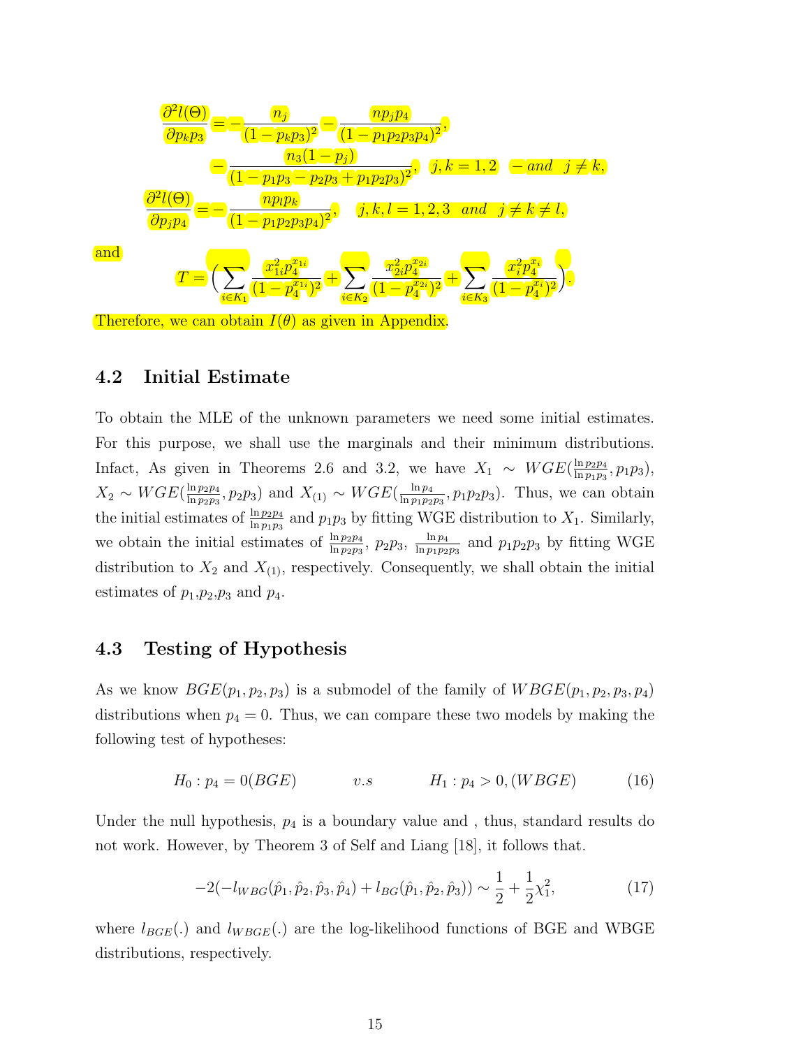$$\frac{\partial^2 l(\Theta)}{\partial p_k p_3} = -\frac{n_j}{(1-p_k p_3)^2} - \frac{n p_j p_4}{(1-p_1 p_2 p_3 p_4)^2},$$

$$-\frac{n_3(1-p_j)}{(1-p_1 p_3 - p_2 p_3 + p_1 p_2 p_3)^2}, \quad j,k=1,2 \quad and \quad j \neq k,$$

$$\frac{\partial^2 l(\Theta)}{\partial p_j p_4} = -\frac{n p_l p_k}{(1-p_1 p_2 p_3 p_4)^2}, \quad j,k,l=1,2,3 \quad and \quad j \neq k \neq l,$$

and

$$T = \Big( \sum_{i \in K_1} \frac{x_{1i}^2 p_4^{x_{1i}}}{(1-p_4^{x_{1i}})^2} + \sum_{i \in K_2} \frac{x_{2i}^2 p_4^{x_{2i}}}{(1-p_4^{x_{2i}})^2} + \sum_{i \in K_3} \frac{x_i^2 p_4^{x_i}}{(1-p_4^{x_i})^2} \Big).$$

Therefore, we can obtain $I(\theta)$ as given in Appendix.

## 4.2 Initial Estimate

To obtain the MLE of the unknown parameters we need some initial estimates. For this purpose, we shall use the marginals and their minimum distributions. Infact, As given in Theorems 2.6 and 3.2, we have $X_1 \sim WGE(\frac{\ln p_2 p_4}{\ln p_1 p_3}, p_1 p_3)$, $X_2 \sim WGE(\frac{\ln p_2 p_4}{\ln p_2 p_3}, p_2 p_3)$ and $X_{(1)} \sim WGE(\frac{\ln p_4}{\ln p_1 p_2 p_3}, p_1 p_2 p_3)$. Thus, we can obtain the initial estimates of $\frac{\ln p_2 p_4}{\ln p_1 p_3}$ and $p_1 p_3$ by fitting WGE distribution to $X_1$. Similarly, we obtain the initial estimates of $\frac{\ln p_2 p_4}{\ln p_2 p_3}$, $p_2 p_3$, $\frac{\ln p_4}{\ln p_1 p_2 p_3}$ and $p_1 p_2 p_3$ by fitting WGE distribution to $X_2$ and $X_{(1)}$, respectively. Consequently, we shall obtain the initial estimates of $p_1$,$p_2$,$p_3$ and $p_4$.

## 4.3 Testing of Hypothesis

As we know $BGE(p_1, p_2, p_3)$ is a submodel of the family of $WBGE(p_1, p_2, p_3, p_4)$ distributions when $p_4 = 0$. Thus, we can compare these two models by making the following test of hypotheses:

$$H_0 : p_4 = 0 (BGE) \qquad v.s \qquad H_1 : p_4 > 0, (WBGE) \tag{16}$$

Under the null hypothesis, $p_4$ is a boundary value and , thus, standard results do not work. However, by Theorem 3 of Self and Liang [18], it follows that.

$$-2(-l_{WBG}(\hat{p}_1, \hat{p}_2, \hat{p}_3, \hat{p}_4) + l_{BG}(\hat{p}_1, \hat{p}_2, \hat{p}_3)) \sim \frac{1}{2} + \frac{1}{2}\chi_1^2, \tag{17}$$

where $l_{BGE}(.)$ and $l_{WBGE}(.)$ are the log-likelihood functions of BGE and WBGE distributions, respectively.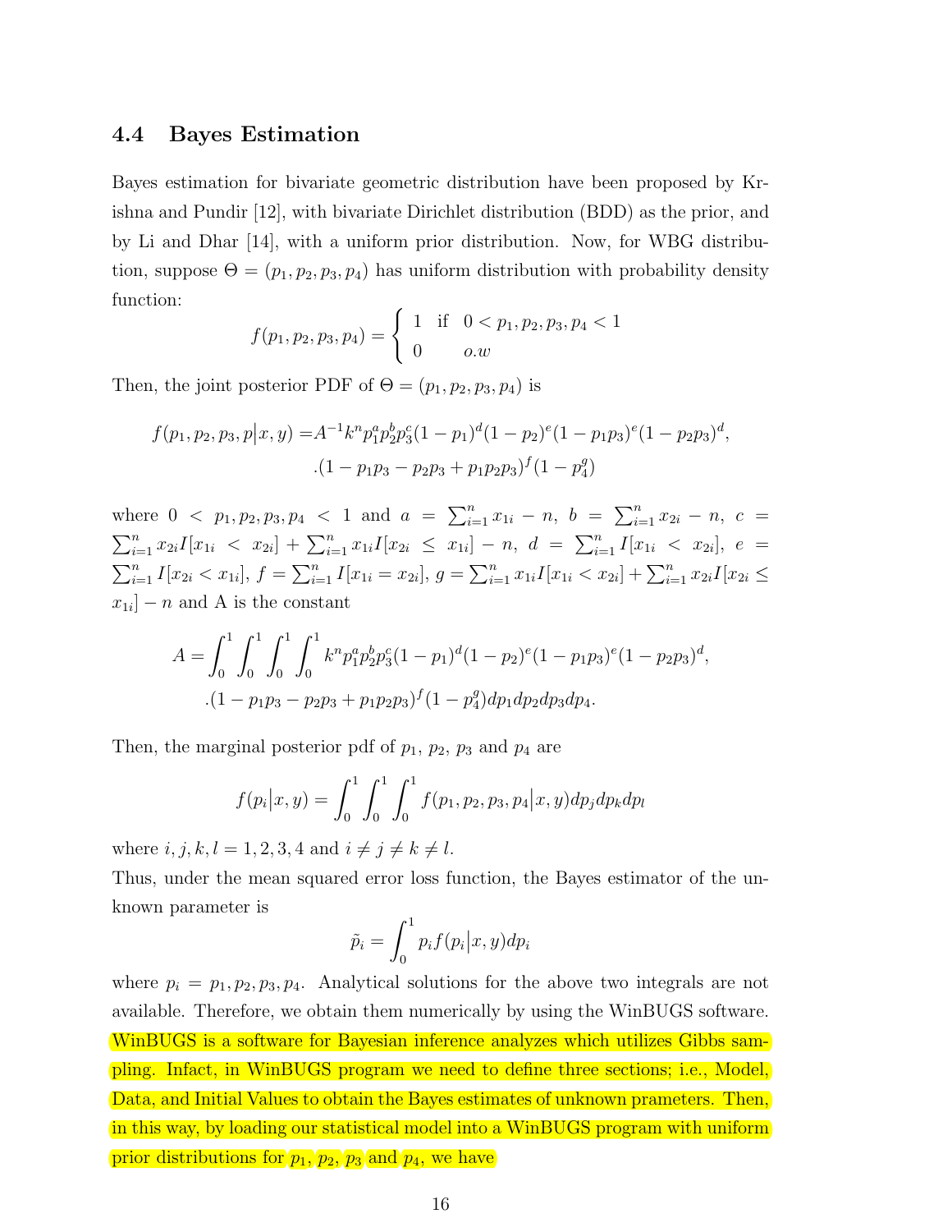### 4.4 Bayes Estimation

Bayes estimation for bivariate geometric distribution have been proposed by Krishna and Pundir [12], with bivariate Dirichlet distribution (BDD) as the prior, and by Li and Dhar [14], with a uniform prior distribution. Now, for WBG distribution, suppose $\Theta = (p_1, p_2, p_3, p_4)$ has uniform distribution with probability density function:

$$f(p_1, p_2, p_3, p_4) = \begin{cases} 1 & \text{if} \quad 0 < p_1, p_2, p_3, p_4 < 1 \\ 0 & o.w \end{cases}$$

Then, the joint posterior PDF of $\Theta = (p_1, p_2, p_3, p_4)$ is

$$\begin{aligned} f(p_1, p_2, p_3, p \big| x, y) =& A^{-1} k^n p_1^a p_2^b p_3^c (1-p_1)^d (1-p_2)^e (1-p_1p_3)^e (1-p_2p_3)^d, \\ & .(1 - p_1p_3 - p_2p_3 + p_1p_2p_3)^f (1 - p_4^g) \end{aligned}$$

where $0 < p_1, p_2, p_3, p_4 < 1$ and $a = \sum_{i=1}^n x_{1i} - n$, $b = \sum_{i=1}^n x_{2i} - n$, $c = \sum_{i=1}^n x_{2i} I[x_{1i} < x_{2i}] + \sum_{i=1}^n x_{1i} I[x_{2i} \leq x_{1i}] - n$, $d = \sum_{i=1}^n I[x_{1i} < x_{2i}]$, $e = \sum_{i=1}^n I[x_{2i} < x_{1i}]$, $f = \sum_{i=1}^n I[x_{1i} = x_{2i}]$, $g = \sum_{i=1}^n x_{1i} I[x_{1i} < x_{2i}] + \sum_{i=1}^n x_{2i} I[x_{2i} \leq x_{1i}] - n$ and A is the constant

$$\begin{aligned} A = \int_0^1 \int_0^1 \int_0^1 \int_0^1 & k^n p_1^a p_2^b p_3^c (1-p_1)^d (1-p_2)^e (1-p_1p_3)^e (1-p_2p_3)^d, \\ & .(1 - p_1p_3 - p_2p_3 + p_1p_2p_3)^f (1 - p_4^g) dp_1 dp_2 dp_3 dp_4. \end{aligned}$$

Then, the marginal posterior pdf of $p_1$, $p_2$, $p_3$ and $p_4$ are

$$f(p_i \big| x, y) = \int_0^1 \int_0^1 \int_0^1 f(p_1, p_2, p_3, p_4 \big| x, y) dp_j dp_k dp_l$$

where $i, j, k, l = 1, 2, 3, 4$ and $i \neq j \neq k \neq l$.

Thus, under the mean squared error loss function, the Bayes estimator of the unknown parameter is

$$\tilde{p}_i = \int_0^1 p_i f(p_i \big| x, y) dp_i$$

where $p_i = p_1, p_2, p_3, p_4$. Analytical solutions for the above two integrals are not available. Therefore, we obtain them numerically by using the WinBUGS software. WinBUGS is a software for Bayesian inference analyzes which utilizes Gibbs sampling. Infact, in WinBUGS program we need to define three sections; i.e., Model, Data, and Initial Values to obtain the Bayes estimates of unknown prameters. Then, in this way, by loading our statistical model into a WinBUGS program with uniform prior distributions for $p_1$, $p_2$, $p_3$ and $p_4$, we have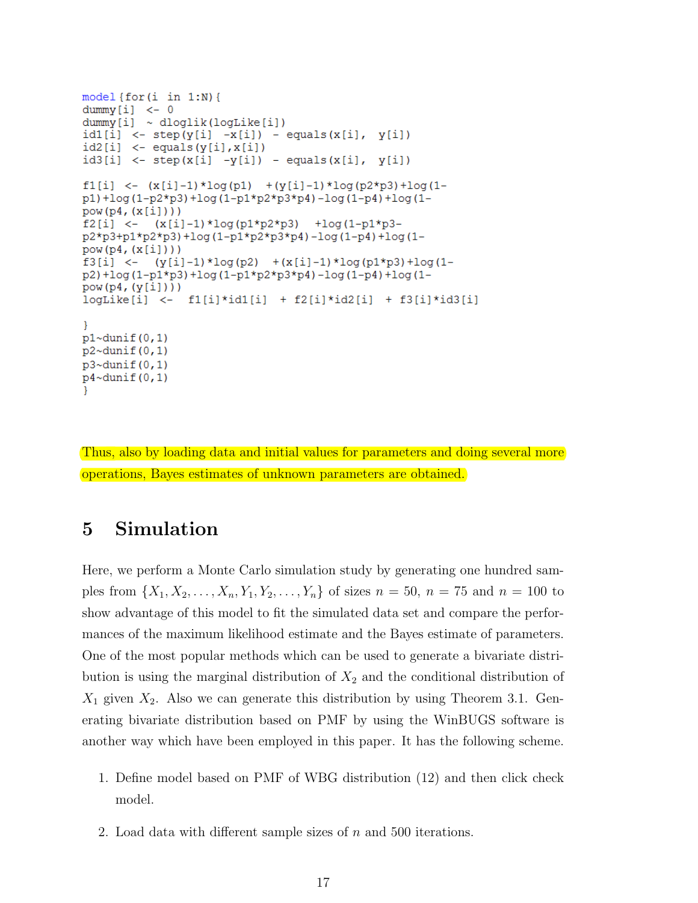```
model{for(i in 1:N){
dummy[i] <- 0
dummy[i] ~ dloglik(logLike[i])
id1[i] <- step(y[i] -x[i]) - equals(x[i], y[i])
id2[i] <- equals(y[i],x[i])
id3[i] <- step(x[i] -y[i]) - equals(x[i], y[i])

f1[i] <- (x[i]-1)*log(p1) +(y[i]-1)*log(p2*p3)+log(1-
p1)+log(1-p2*p3)+log(1-p1*p2*p3*p4)-log(1-p4)+log(1-
pow(p4,(x[i])))
f2[i] <- (x[i]-1)*log(p1*p2*p3) +log(1-p1*p3-
p2*p3+p1*p2*p3)+log(1-p1*p2*p3*p4)-log(1-p4)+log(1-
pow(p4,(x[i])))
f3[i] <- (y[i]-1)*log(p2) +(x[i]-1)*log(p1*p3)+log(1-
p2)+log(1-p1*p3)+log(1-p1*p2*p3*p4)-log(1-p4)+log(1-
pow(p4,(y[i])))
logLike[i] <- f1[i]*id1[i] + f2[i]*id2[i] + f3[i]*id3[i]

}
p1~dunif(0,1)
p2~dunif(0,1)
p3~dunif(0,1)
p4~dunif(0,1)
}
```

Thus, also by loading data and initial values for parameters and doing several more operations, Bayes estimates of unknown parameters are obtained.

# 5 Simulation

Here, we perform a Monte Carlo simulation study by generating one hundred samples from $\{X_1, X_2, \ldots, X_n, Y_1, Y_2, \ldots, Y_n\}$ of sizes $n = 50$, $n = 75$ and $n = 100$ to show advantage of this model to fit the simulated data set and compare the performances of the maximum likelihood estimate and the Bayes estimate of parameters. One of the most popular methods which can be used to generate a bivariate distribution is using the marginal distribution of $X_2$ and the conditional distribution of $X_1$ given $X_2$. Also we can generate this distribution by using Theorem 3.1. Generating bivariate distribution based on PMF by using the WinBUGS software is another way which have been employed in this paper. It has the following scheme.

1. Define model based on PMF of WBG distribution (12) and then click check model.
2. Load data with different sample sizes of $n$ and 500 iterations.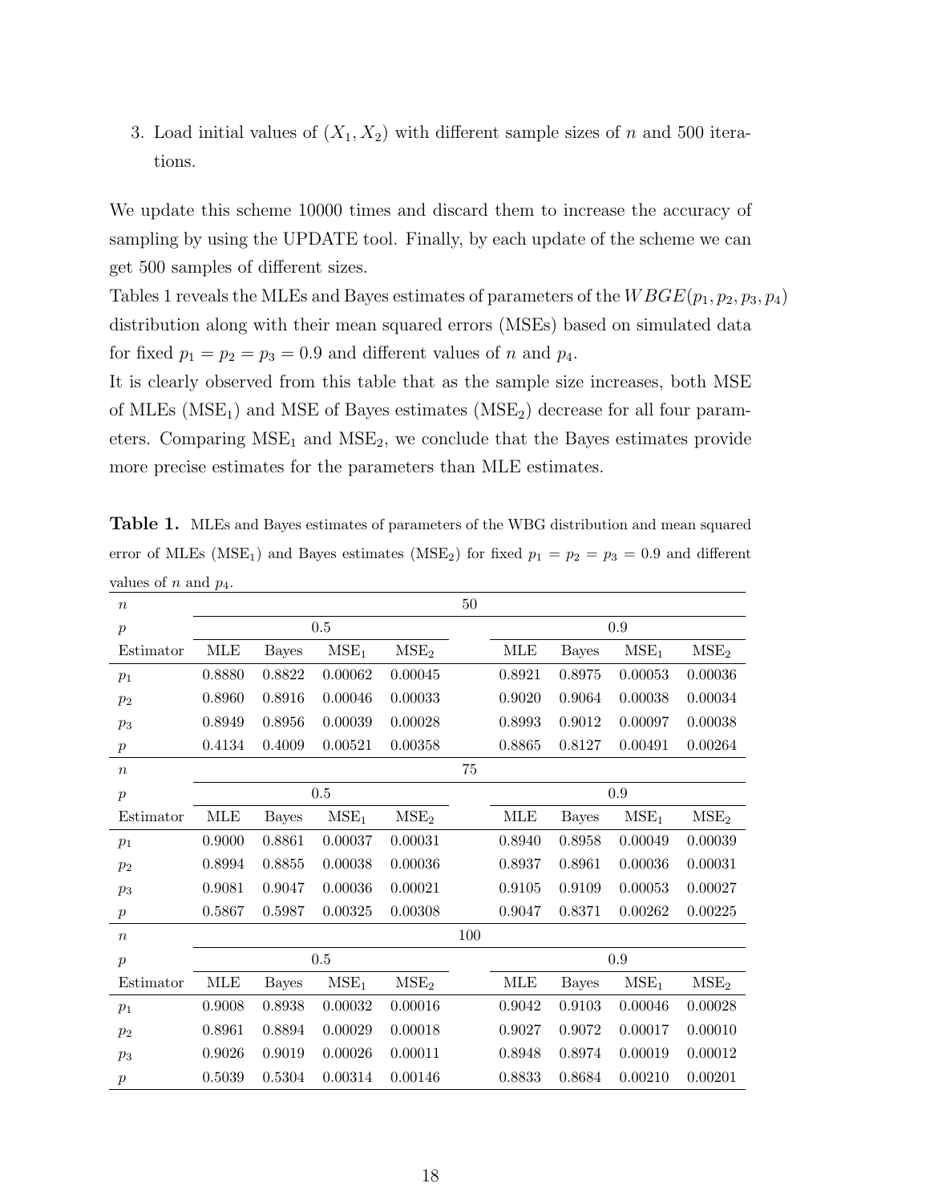3. Load initial values of $(X_1, X_2)$ with different sample sizes of $n$ and 500 iterations.

We update this scheme 10000 times and discard them to increase the accuracy of sampling by using the UPDATE tool. Finally, by each update of the scheme we can get 500 samples of different sizes.

Tables 1 reveals the MLEs and Bayes estimates of parameters of the $WBGE(p_1, p_2, p_3, p_4)$ distribution along with their mean squared errors (MSEs) based on simulated data for fixed $p_1 = p_2 = p_3 = 0.9$ and different values of $n$ and $p_4$.

It is clearly observed from this table that as the sample size increases, both MSE of MLEs ($\text{MSE}_1$) and MSE of Bayes estimates ($\text{MSE}_2$) decrease for all four parameters. Comparing $\text{MSE}_1$ and $\text{MSE}_2$, we conclude that the Bayes estimates provide more precise estimates for the parameters than MLE estimates.

**Table 1.** MLEs and Bayes estimates of parameters of the WBG distribution and mean squared error of MLEs ($\text{MSE}_1$) and Bayes estimates ($\text{MSE}_2$) for fixed $p_1 = p_2 = p_3 = 0.9$ and different values of $n$ and $p_4$.

| $n$ | 50 | | | | | | | |
|---|---|---|---|---|---|---|---|---|
| $p$ | 0.5 | | | | 0.9 | | | |
| Estimator | MLE | Bayes | $\text{MSE}_1$ | $\text{MSE}_2$ | MLE | Bayes | $\text{MSE}_1$ | $\text{MSE}_2$ |
| $p_1$ | 0.8880 | 0.8822 | 0.00062 | 0.00045 | 0.8921 | 0.8975 | 0.00053 | 0.00036 |
| $p_2$ | 0.8960 | 0.8916 | 0.00046 | 0.00033 | 0.9020 | 0.9064 | 0.00038 | 0.00034 |
| $p_3$ | 0.8949 | 0.8956 | 0.00039 | 0.00028 | 0.8993 | 0.9012 | 0.00097 | 0.00038 |
| $p$ | 0.4134 | 0.4009 | 0.00521 | 0.00358 | 0.8865 | 0.8127 | 0.00491 | 0.00264 |
| $n$ | 75 | | | | | | | |
| $p$ | 0.5 | | | | 0.9 | | | |
| Estimator | MLE | Bayes | $\text{MSE}_1$ | $\text{MSE}_2$ | MLE | Bayes | $\text{MSE}_1$ | $\text{MSE}_2$ |
| $p_1$ | 0.9000 | 0.8861 | 0.00037 | 0.00031 | 0.8940 | 0.8958 | 0.00049 | 0.00039 |
| $p_2$ | 0.8994 | 0.8855 | 0.00038 | 0.00036 | 0.8937 | 0.8961 | 0.00036 | 0.00031 |
| $p_3$ | 0.9081 | 0.9047 | 0.00036 | 0.00021 | 0.9105 | 0.9109 | 0.00053 | 0.00027 |
| $p$ | 0.5867 | 0.5987 | 0.00325 | 0.00308 | 0.9047 | 0.8371 | 0.00262 | 0.00225 |
| $n$ | 100 | | | | | | | |
| $p$ | 0.5 | | | | 0.9 | | | |
| Estimator | MLE | Bayes | $\text{MSE}_1$ | $\text{MSE}_2$ | MLE | Bayes | $\text{MSE}_1$ | $\text{MSE}_2$ |
| $p_1$ | 0.9008 | 0.8938 | 0.00032 | 0.00016 | 0.9042 | 0.9103 | 0.00046 | 0.00028 |
| $p_2$ | 0.8961 | 0.8894 | 0.00029 | 0.00018 | 0.9027 | 0.9072 | 0.00017 | 0.00010 |
| $p_3$ | 0.9026 | 0.9019 | 0.00026 | 0.00011 | 0.8948 | 0.8974 | 0.00019 | 0.00012 |
| $p$ | 0.5039 | 0.5304 | 0.00314 | 0.00146 | 0.8833 | 0.8684 | 0.00210 | 0.00201 |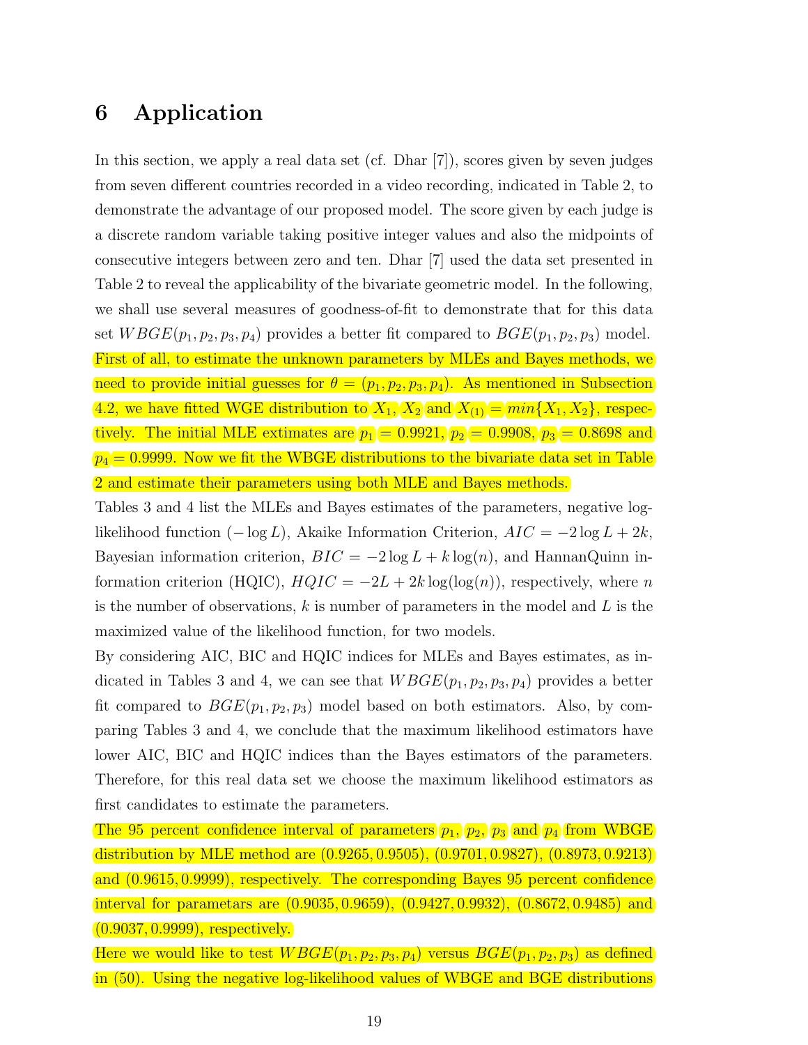# 6 Application

In this section, we apply a real data set (cf. Dhar [7]), scores given by seven judges from seven different countries recorded in a video recording, indicated in Table 2, to demonstrate the advantage of our proposed model. The score given by each judge is a discrete random variable taking positive integer values and also the midpoints of consecutive integers between zero and ten. Dhar [7] used the data set presented in Table 2 to reveal the applicability of the bivariate geometric model. In the following, we shall use several measures of goodness-of-fit to demonstrate that for this data set $WBGE(p_1, p_2, p_3, p_4)$ provides a better fit compared to $BGE(p_1, p_2, p_3)$ model. First of all, to estimate the unknown parameters by MLEs and Bayes methods, we need to provide initial guesses for $\theta = (p_1, p_2, p_3, p_4)$. As mentioned in Subsection 4.2, we have fitted WGE distribution to $X_1$, $X_2$ and $X_{(1)} = min\{X_1, X_2\}$, respectively. The initial MLE extimates are $p_1 = 0.9921$, $p_2 = 0.9908$, $p_3 = 0.8698$ and $p_4 = 0.9999$. Now we fit the WBGE distributions to the bivariate data set in Table 2 and estimate their parameters using both MLE and Bayes methods.

Tables 3 and 4 list the MLEs and Bayes estimates of the parameters, negative log-likelihood function ($-\log L$), Akaike Information Criterion, $AIC = -2\log L + 2k$, Bayesian information criterion, $BIC = -2\log L + k\log(n)$, and HannanQuinn information criterion (HQIC), $HQIC = -2L + 2k\log(\log(n))$, respectively, where $n$ is the number of observations, $k$ is number of parameters in the model and $L$ is the maximized value of the likelihood function, for two models.

By considering AIC, BIC and HQIC indices for MLEs and Bayes estimates, as indicated in Tables 3 and 4, we can see that $WBGE(p_1, p_2, p_3, p_4)$ provides a better fit compared to $BGE(p_1, p_2, p_3)$ model based on both estimators. Also, by comparing Tables 3 and 4, we conclude that the maximum likelihood estimators have lower AIC, BIC and HQIC indices than the Bayes estimators of the parameters. Therefore, for this real data set we choose the maximum likelihood estimators as first candidates to estimate the parameters.

The 95 percent confidence interval of parameters $p_1$, $p_2$, $p_3$ and $p_4$ from WBGE distribution by MLE method are $(0.9265, 0.9505)$, $(0.9701, 0.9827)$, $(0.8973, 0.9213)$ and $(0.9615, 0.9999)$, respectively. The corresponding Bayes 95 percent confidence interval for parametars are $(0.9035, 0.9659)$, $(0.9427, 0.9932)$, $(0.8672, 0.9485)$ and $(0.9037, 0.9999)$, respectively.

Here we would like to test $WBGE(p_1, p_2, p_3, p_4)$ versus $BGE(p_1, p_2, p_3)$ as defined in (50). Using the negative log-likelihood values of WBGE and BGE distributions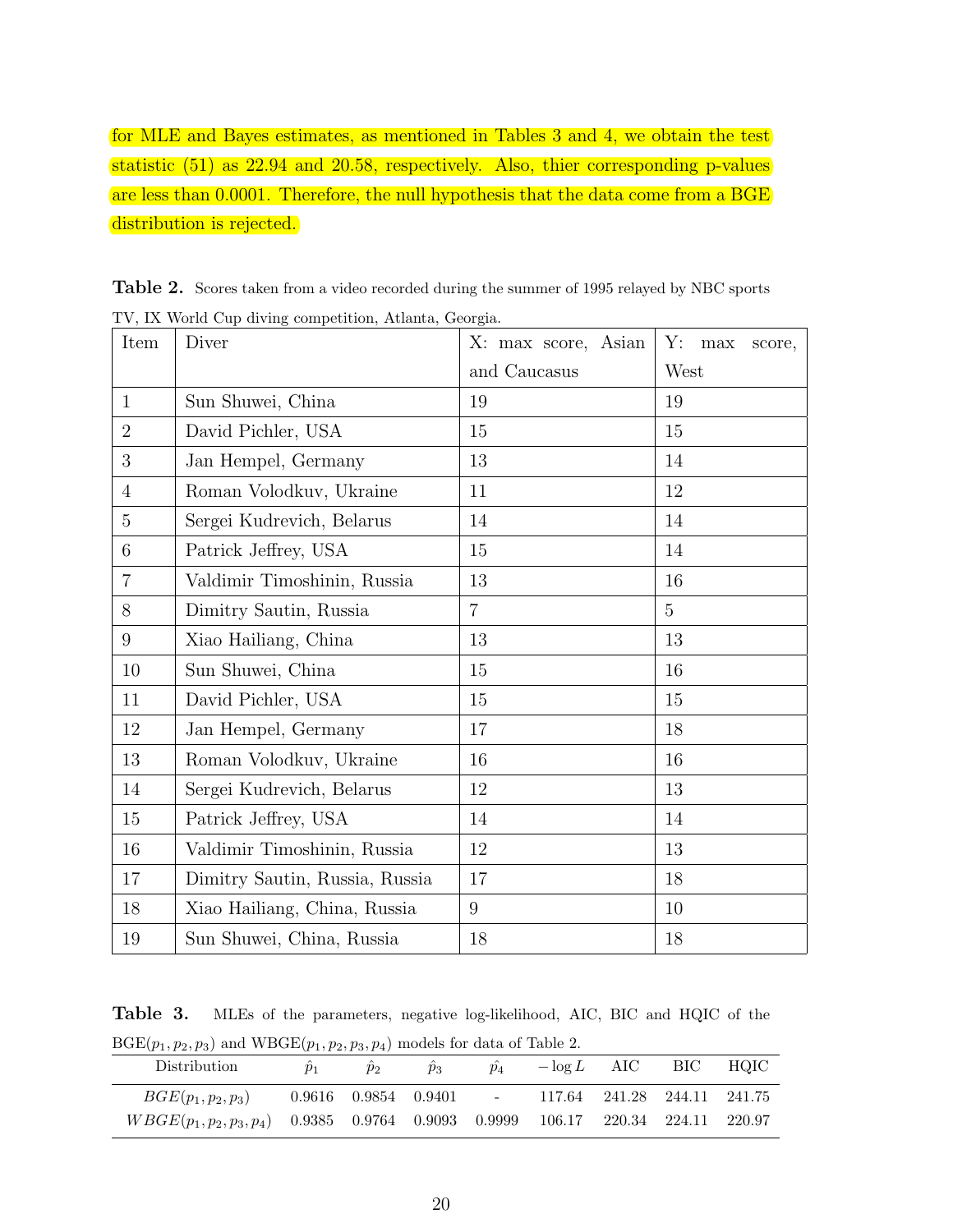for MLE and Bayes estimates, as mentioned in Tables 3 and 4, we obtain the test statistic (51) as 22.94 and 20.58, respectively. Also, thier corresponding p-values are less than 0.0001. Therefore, the null hypothesis that the data come from a BGE distribution is rejected.

**Table 2.** Scores taken from a video recorded during the summer of 1995 relayed by NBC sports TV, IX World Cup diving competition, Atlanta, Georgia.

| Item | Diver | X: max score, Asian and Caucasus | Y: max score, West |
|---|---|---|---|
| 1 | Sun Shuwei, China | 19 | 19 |
| 2 | David Pichler, USA | 15 | 15 |
| 3 | Jan Hempel, Germany | 13 | 14 |
| 4 | Roman Volodkuv, Ukraine | 11 | 12 |
| 5 | Sergei Kudrevich, Belarus | 14 | 14 |
| 6 | Patrick Jeffrey, USA | 15 | 14 |
| 7 | Valdimir Timoshinin, Russia | 13 | 16 |
| 8 | Dimitry Sautin, Russia | 7 | 5 |
| 9 | Xiao Hailiang, China | 13 | 13 |
| 10 | Sun Shuwei, China | 15 | 16 |
| 11 | David Pichler, USA | 15 | 15 |
| 12 | Jan Hempel, Germany | 17 | 18 |
| 13 | Roman Volodkuv, Ukraine | 16 | 16 |
| 14 | Sergei Kudrevich, Belarus | 12 | 13 |
| 15 | Patrick Jeffrey, USA | 14 | 14 |
| 16 | Valdimir Timoshinin, Russia | 12 | 13 |
| 17 | Dimitry Sautin, Russia, Russia | 17 | 18 |
| 18 | Xiao Hailiang, China, Russia | 9 | 10 |
| 19 | Sun Shuwei, China, Russia | 18 | 18 |

**Table 3.** MLEs of the parameters, negative log-likelihood, AIC, BIC and HQIC of the BGE($p_1, p_2, p_3$) and WBGE($p_1, p_2, p_3, p_4$) models for data of Table 2.

| Distribution | $\hat{p}_1$ | $\hat{p}_2$ | $\hat{p}_3$ | $\hat{p_4}$ | $-\log L$ | AIC | BIC | HQIC |
|---|---|---|---|---|---|---|---|---|
| $BGE(p_1, p_2, p_3)$ | 0.9616 | 0.9854 | 0.9401 | - | 117.64 | 241.28 | 244.11 | 241.75 |
| $WBGE(p_1, p_2, p_3, p_4)$ | 0.9385 | 0.9764 | 0.9093 | 0.9999 | 106.17 | 220.34 | 224.11 | 220.97 |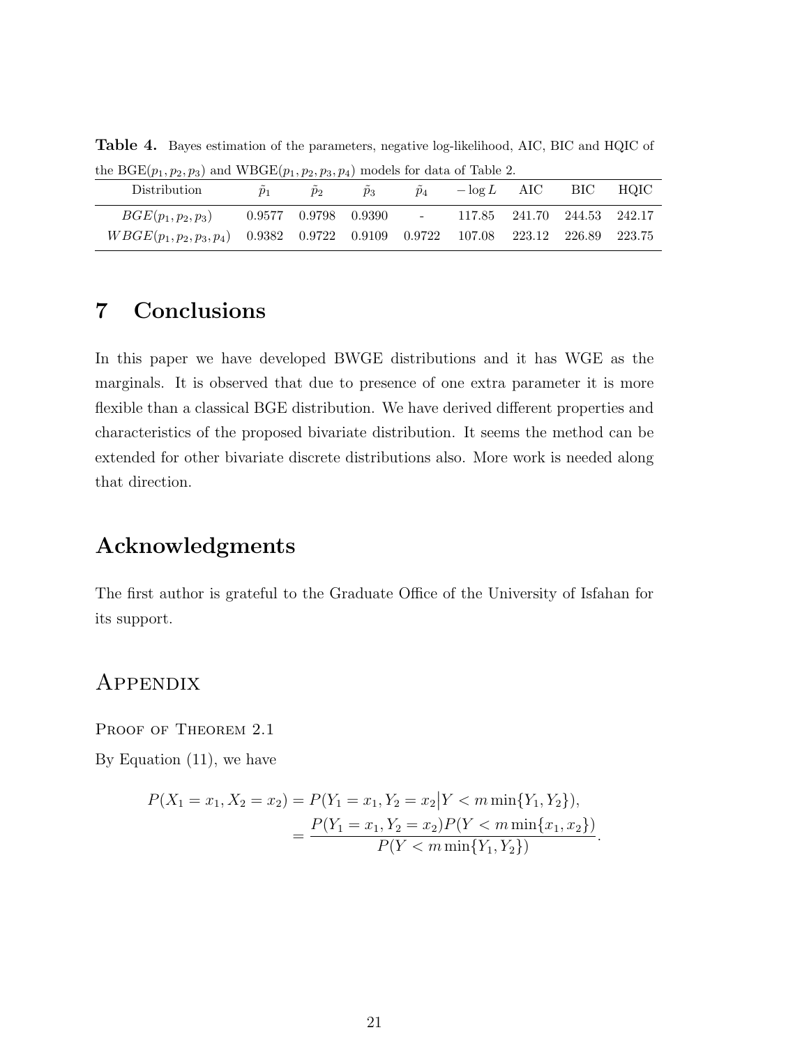**Table 4.** Bayes estimation of the parameters, negative log-likelihood, AIC, BIC and HQIC of the BGE($p_1, p_2, p_3$) and WBGE($p_1, p_2, p_3, p_4$) models for data of Table 2.

| Distribution | $\tilde{p}_1$ | $\tilde{p}_2$ | $\tilde{p}_3$ | $\tilde{p}_4$ | $-\log L$ | AIC | BIC | HQIC |
|---|---|---|---|---|---|---|---|---|
| $BGE(p_1, p_2, p_3)$ | 0.9577 | 0.9798 | 0.9390 | - | 117.85 | 241.70 | 244.53 | 242.17 |
| $WBGE(p_1, p_2, p_3, p_4)$ | 0.9382 | 0.9722 | 0.9109 | 0.9722 | 107.08 | 223.12 | 226.89 | 223.75 |

# 7 Conclusions

In this paper we have developed BWGE distributions and it has WGE as the marginals. It is observed that due to presence of one extra parameter it is more flexible than a classical BGE distribution. We have derived different properties and characteristics of the proposed bivariate distribution. It seems the method can be extended for other bivariate discrete distributions also. More work is needed along that direction.

# Acknowledgments

The first author is grateful to the Graduate Office of the University of Isfahan for its support.

# Appendix

Proof of Theorem 2.1

By Equation (11), we have

$$
\begin{aligned}
P(X_1 = x_1, X_2 = x_2) &= P(Y_1 = x_1, Y_2 = x_2 \big| Y < m \min\{Y_1, Y_2\}), \\
&= \frac{P(Y_1 = x_1, Y_2 = x_2) P(Y < m \min\{x_1, x_2\})}{P(Y < m \min\{Y_1, Y_2\})}.
\end{aligned}
$$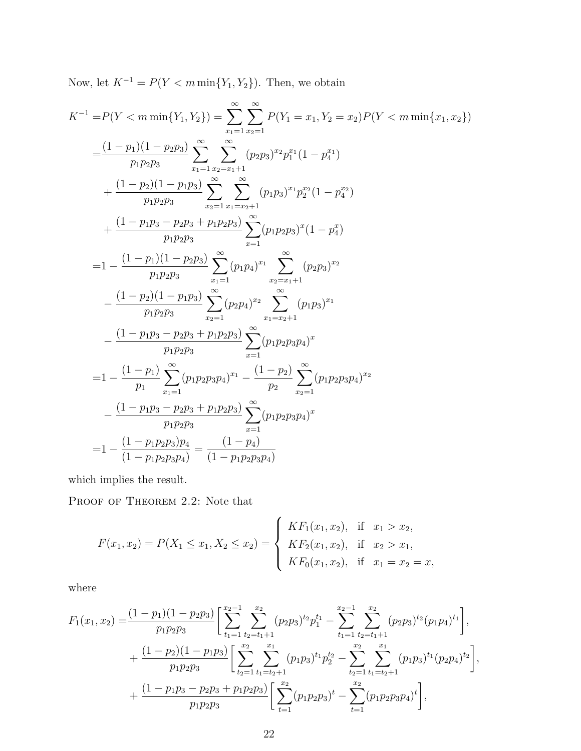Now, let $K^{-1} = P(Y < m\min\{Y_1, Y_2\})$. Then, we obtain

$$
\begin{aligned}
K^{-1} =& P(Y < m\min\{Y_1, Y_2\}) = \sum_{x_1=1}^{\infty}\sum_{x_2=1}^{\infty} P(Y_1 = x_1, Y_2 = x_2)P(Y < m\min\{x_1, x_2\}) \\
=& \frac{(1-p_1)(1-p_2p_3)}{p_1p_2p_3}\sum_{x_1=1}^{\infty}\sum_{x_2=x_1+1}^{\infty}(p_2p_3)^{x_2}p_1^{x_1}(1-p_4^{x_1}) \\
&+ \frac{(1-p_2)(1-p_1p_3)}{p_1p_2p_3}\sum_{x_2=1}^{\infty}\sum_{x_1=x_2+1}^{\infty}(p_1p_3)^{x_1}p_2^{x_2}(1-p_4^{x_2}) \\
&+ \frac{(1-p_1p_3-p_2p_3+p_1p_2p_3)}{p_1p_2p_3}\sum_{x=1}^{\infty}(p_1p_2p_3)^{x}(1-p_4^{x}) \\
=& 1 - \frac{(1-p_1)(1-p_2p_3)}{p_1p_2p_3}\sum_{x_1=1}^{\infty}(p_1p_4)^{x_1}\sum_{x_2=x_1+1}^{\infty}(p_2p_3)^{x_2} \\
&- \frac{(1-p_2)(1-p_1p_3)}{p_1p_2p_3}\sum_{x_2=1}^{\infty}(p_2p_4)^{x_2}\sum_{x_1=x_2+1}^{\infty}(p_1p_3)^{x_1} \\
&- \frac{(1-p_1p_3-p_2p_3+p_1p_2p_3)}{p_1p_2p_3}\sum_{x=1}^{\infty}(p_1p_2p_3p_4)^{x} \\
=& 1 - \frac{(1-p_1)}{p_1}\sum_{x_1=1}^{\infty}(p_1p_2p_3p_4)^{x_1} - \frac{(1-p_2)}{p_2}\sum_{x_2=1}^{\infty}(p_1p_2p_3p_4)^{x_2} \\
&- \frac{(1-p_1p_3-p_2p_3+p_1p_2p_3)}{p_1p_2p_3}\sum_{x=1}^{\infty}(p_1p_2p_3p_4)^{x} \\
=& 1 - \frac{(1-p_1p_2p_3)p_4}{(1-p_1p_2p_3p_4)} = \frac{(1-p_4)}{(1-p_1p_2p_3p_4)}
\end{aligned}
$$

which implies the result.

Proof of Theorem 2.2: Note that

$$
F(x_1, x_2) = P(X_1 \le x_1, X_2 \le x_2) = \begin{cases} KF_1(x_1, x_2), & \text{if } \ x_1 > x_2, \\ KF_2(x_1, x_2), & \text{if } \ x_2 > x_1, \\ KF_0(x_1, x_2), & \text{if } \ x_1 = x_2 = x, \end{cases}
$$

where

$$
\begin{aligned}
F_1(x_1, x_2) =& \frac{(1-p_1)(1-p_2p_3)}{p_1p_2p_3}\Bigg[\sum_{t_1=1}^{x_2-1}\sum_{t_2=t_1+1}^{x_2}(p_2p_3)^{t_2}p_1^{t_1} - \sum_{t_1=1}^{x_2-1}\sum_{t_2=t_1+1}^{x_2}(p_2p_3)^{t_2}(p_1p_4)^{t_1}\Bigg], \\
&+ \frac{(1-p_2)(1-p_1p_3)}{p_1p_2p_3}\Bigg[\sum_{t_2=1}^{x_2}\sum_{t_1=t_2+1}^{x_1}(p_1p_3)^{t_1}p_2^{t_2} - \sum_{t_2=1}^{x_2}\sum_{t_1=t_2+1}^{x_1}(p_1p_3)^{t_1}(p_2p_4)^{t_2}\Bigg], \\
&+ \frac{(1-p_1p_3-p_2p_3+p_1p_2p_3)}{p_1p_2p_3}\Bigg[\sum_{t=1}^{x_2}(p_1p_2p_3)^{t} - \sum_{t=1}^{x_2}(p_1p_2p_3p_4)^{t}\Bigg],
\end{aligned}
$$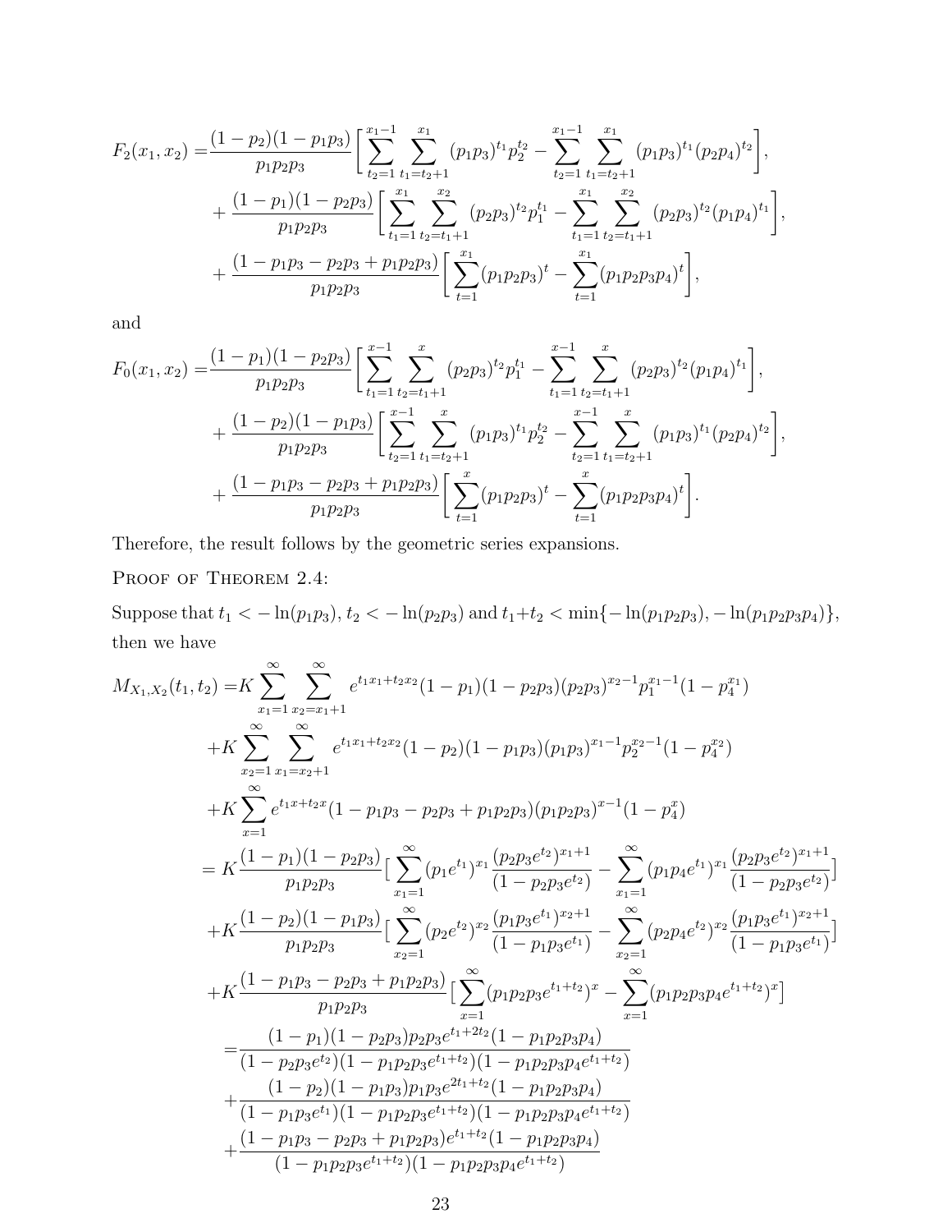$$
\begin{aligned}
F_2(x_1,x_2) =& \frac{(1-p_2)(1-p_1p_3)}{p_1p_2p_3}\Bigg[\sum_{t_2=1}^{x_1-1}\sum_{t_1=t_2+1}^{x_1}(p_1p_3)^{t_1}p_2^{t_2} - \sum_{t_2=1}^{x_1-1}\sum_{t_1=t_2+1}^{x_1}(p_1p_3)^{t_1}(p_2p_4)^{t_2}\Bigg],\\
&+ \frac{(1-p_1)(1-p_2p_3)}{p_1p_2p_3}\Bigg[\sum_{t_1=1}^{x_1}\sum_{t_2=t_1+1}^{x_2}(p_2p_3)^{t_2}p_1^{t_1} - \sum_{t_1=1}^{x_1}\sum_{t_2=t_1+1}^{x_2}(p_2p_3)^{t_2}(p_1p_4)^{t_1}\Bigg],\\
&+ \frac{(1-p_1p_3-p_2p_3+p_1p_2p_3)}{p_1p_2p_3}\Bigg[\sum_{t=1}^{x_1}(p_1p_2p_3)^t - \sum_{t=1}^{x_1}(p_1p_2p_3p_4)^t\Bigg],
\end{aligned}
$$

and

$$
\begin{aligned}
F_0(x_1,x_2) =& \frac{(1-p_1)(1-p_2p_3)}{p_1p_2p_3}\Bigg[\sum_{t_1=1}^{x-1}\sum_{t_2=t_1+1}^{x}(p_2p_3)^{t_2}p_1^{t_1} - \sum_{t_1=1}^{x-1}\sum_{t_2=t_1+1}^{x}(p_2p_3)^{t_2}(p_1p_4)^{t_1}\Bigg],\\
&+ \frac{(1-p_2)(1-p_1p_3)}{p_1p_2p_3}\Bigg[\sum_{t_2=1}^{x-1}\sum_{t_1=t_2+1}^{x}(p_1p_3)^{t_1}p_2^{t_2} - \sum_{t_2=1}^{x-1}\sum_{t_1=t_2+1}^{x}(p_1p_3)^{t_1}(p_2p_4)^{t_2}\Bigg],\\
&+ \frac{(1-p_1p_3-p_2p_3+p_1p_2p_3)}{p_1p_2p_3}\Bigg[\sum_{t=1}^{x}(p_1p_2p_3)^t - \sum_{t=1}^{x}(p_1p_2p_3p_4)^t\Bigg].
\end{aligned}
$$

Therefore, the result follows by the geometric series expansions.

Proof of Theorem 2.4:

Suppose that $t_1 < -\ln(p_1p_3)$, $t_2 < -\ln(p_2p_3)$ and $t_1+t_2 < \min\{-\ln(p_1p_2p_3), -\ln(p_1p_2p_3p_4)\}$, then we have

$$
\begin{aligned}
M_{X_1,X_2}(t_1,t_2) =& K\sum_{x_1=1}^{\infty}\sum_{x_2=x_1+1}^{\infty}e^{t_1x_1+t_2x_2}(1-p_1)(1-p_2p_3)(p_2p_3)^{x_2-1}p_1^{x_1-1}(1-p_4^{x_1})\\
&+K\sum_{x_2=1}^{\infty}\sum_{x_1=x_2+1}^{\infty}e^{t_1x_1+t_2x_2}(1-p_2)(1-p_1p_3)(p_1p_3)^{x_1-1}p_2^{x_2-1}(1-p_4^{x_2})\\
&+K\sum_{x=1}^{\infty}e^{t_1x+t_2x}(1-p_1p_3-p_2p_3+p_1p_2p_3)(p_1p_2p_3)^{x-1}(1-p_4^{x})\\
=& K\frac{(1-p_1)(1-p_2p_3)}{p_1p_2p_3}\big[\sum_{x_1=1}^{\infty}(p_1e^{t_1})^{x_1}\frac{(p_2p_3e^{t_2})^{x_1+1}}{(1-p_2p_3e^{t_2})} - \sum_{x_1=1}^{\infty}(p_1p_4e^{t_1})^{x_1}\frac{(p_2p_3e^{t_2})^{x_1+1}}{(1-p_2p_3e^{t_2})}\big]\\
&+K\frac{(1-p_2)(1-p_1p_3)}{p_1p_2p_3}\big[\sum_{x_2=1}^{\infty}(p_2e^{t_2})^{x_2}\frac{(p_1p_3e^{t_1})^{x_2+1}}{(1-p_1p_3e^{t_1})} - \sum_{x_2=1}^{\infty}(p_2p_4e^{t_2})^{x_2}\frac{(p_1p_3e^{t_1})^{x_2+1}}{(1-p_1p_3e^{t_1})}\big]\\
&+K\frac{(1-p_1p_3-p_2p_3+p_1p_2p_3)}{p_1p_2p_3}\big[\sum_{x=1}^{\infty}(p_1p_2p_3e^{t_1+t_2})^x - \sum_{x=1}^{\infty}(p_1p_2p_3p_4e^{t_1+t_2})^x\big]\\
=&\frac{(1-p_1)(1-p_2p_3)p_2p_3e^{t_1+2t_2}(1-p_1p_2p_3p_4)}{(1-p_2p_3e^{t_2})(1-p_1p_2p_3e^{t_1+t_2})(1-p_1p_2p_3p_4e^{t_1+t_2})}\\
&+\frac{(1-p_2)(1-p_1p_3)p_1p_3e^{2t_1+t_2}(1-p_1p_2p_3p_4)}{(1-p_1p_3e^{t_1})(1-p_1p_2p_3e^{t_1+t_2})(1-p_1p_2p_3p_4e^{t_1+t_2})}\\
&+\frac{(1-p_1p_3-p_2p_3+p_1p_2p_3)e^{t_1+t_2}(1-p_1p_2p_3p_4)}{(1-p_1p_2p_3e^{t_1+t_2})(1-p_1p_2p_3p_4e^{t_1+t_2})}
\end{aligned}
$$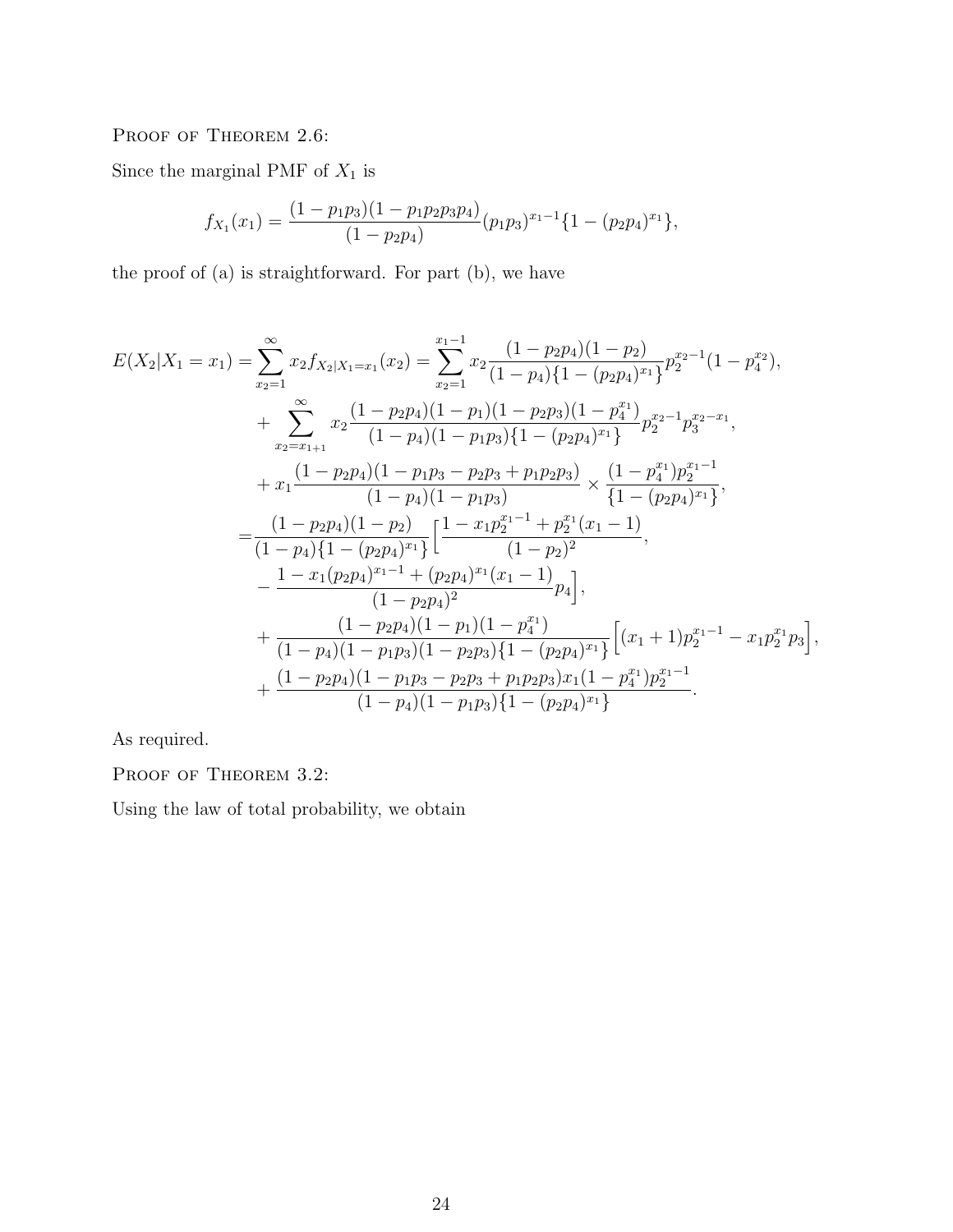Proof of Theorem 2.6:

Since the marginal PMF of $X_1$ is

$$f_{X_1}(x_1) = \frac{(1-p_1p_3)(1-p_1p_2p_3p_4)}{(1-p_2p_4)}(p_1p_3)^{x_1-1}\{1-(p_2p_4)^{x_1}\},$$

the proof of (a) is straightforward. For part (b), we have

$$\begin{aligned}
E(X_2|X_1=x_1) = \sum_{x_2=1}^{\infty} x_2 f_{X_2|X_1=x_1}(x_2) &= \sum_{x_2=1}^{x_1-1} x_2 \frac{(1-p_2p_4)(1-p_2)}{(1-p_4)\{1-(p_2p_4)^{x_1}\}} p_2^{x_2-1}(1-p_4^{x_2}),\\
&+ \sum_{x_2=x_{1+1}}^{\infty} x_2 \frac{(1-p_2p_4)(1-p_1)(1-p_2p_3)(1-p_4^{x_1})}{(1-p_4)(1-p_1p_3)\{1-(p_2p_4)^{x_1}\}} p_2^{x_2-1}p_3^{x_2-x_1},\\
&+ x_1\frac{(1-p_2p_4)(1-p_1p_3-p_2p_3+p_1p_2p_3)}{(1-p_4)(1-p_1p_3)} \times \frac{(1-p_4^{x_1})p_2^{x_1-1}}{\{1-(p_2p_4)^{x_1}\}},\\
=& \frac{(1-p_2p_4)(1-p_2)}{(1-p_4)\{1-(p_2p_4)^{x_1}\}}\Big[\frac{1-x_1p_2^{x_1-1}+p_2^{x_1}(x_1-1)}{(1-p_2)^2},\\
&- \frac{1-x_1(p_2p_4)^{x_1-1}+(p_2p_4)^{x_1}(x_1-1)}{(1-p_2p_4)^2}p_4\Big],\\
&+ \frac{(1-p_2p_4)(1-p_1)(1-p_4^{x_1})}{(1-p_4)(1-p_1p_3)(1-p_2p_3)\{1-(p_2p_4)^{x_1}\}}\Big[(x_1+1)p_2^{x_1-1}-x_1p_2^{x_1}p_3\Big],\\
&+ \frac{(1-p_2p_4)(1-p_1p_3-p_2p_3+p_1p_2p_3)x_1(1-p_4^{x_1})p_2^{x_1-1}}{(1-p_4)(1-p_1p_3)\{1-(p_2p_4)^{x_1}\}}.
\end{aligned}$$

As required.

Proof of Theorem 3.2:

Using the law of total probability, we obtain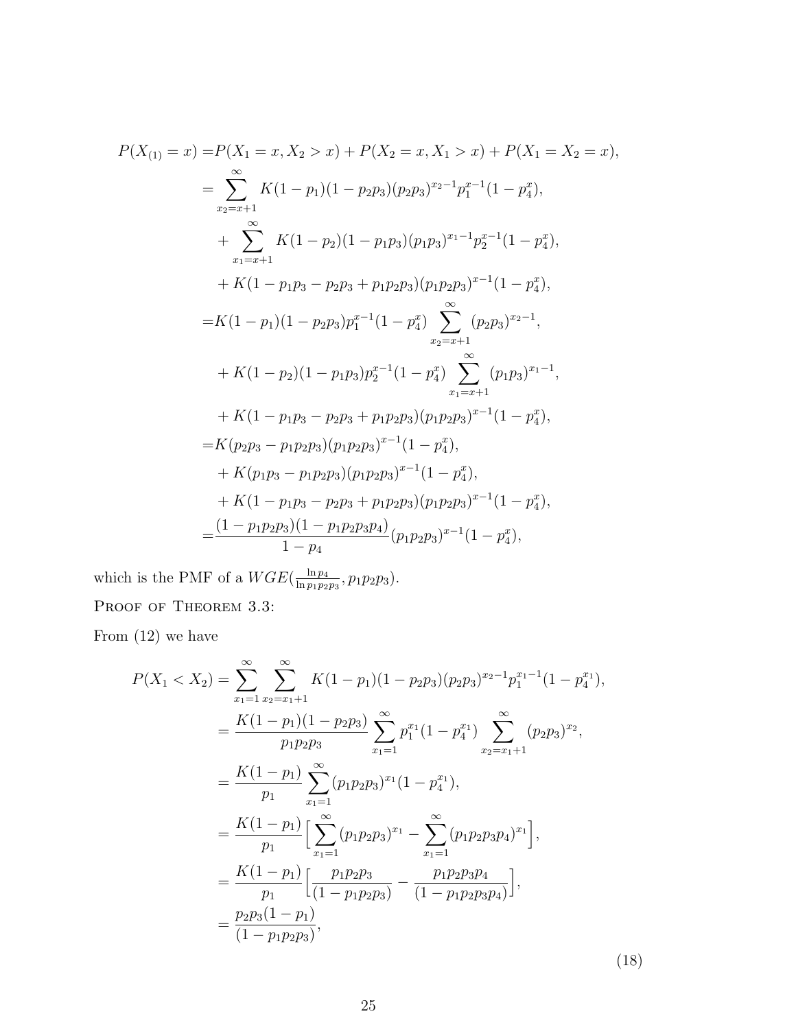$$
\begin{aligned}
P(X_{(1)}=x) =& P(X_1=x, X_2>x) + P(X_2=x, X_1>x) + P(X_1=X_2=x),\\
=& \sum_{x_2=x+1}^{\infty} K(1-p_1)(1-p_2p_3)(p_2p_3)^{x_2-1}p_1^{x-1}(1-p_4^x),\\
&+ \sum_{x_1=x+1}^{\infty} K(1-p_2)(1-p_1p_3)(p_1p_3)^{x_1-1}p_2^{x-1}(1-p_4^x),\\
&+ K(1-p_1p_3-p_2p_3+p_1p_2p_3)(p_1p_2p_3)^{x-1}(1-p_4^x),\\
=& K(1-p_1)(1-p_2p_3)p_1^{x-1}(1-p_4^x)\sum_{x_2=x+1}^{\infty}(p_2p_3)^{x_2-1},\\
&+ K(1-p_2)(1-p_1p_3)p_2^{x-1}(1-p_4^x)\sum_{x_1=x+1}^{\infty}(p_1p_3)^{x_1-1},\\
&+ K(1-p_1p_3-p_2p_3+p_1p_2p_3)(p_1p_2p_3)^{x-1}(1-p_4^x),\\
=& K(p_2p_3-p_1p_2p_3)(p_1p_2p_3)^{x-1}(1-p_4^x),\\
&+ K(p_1p_3-p_1p_2p_3)(p_1p_2p_3)^{x-1}(1-p_4^x),\\
&+ K(1-p_1p_3-p_2p_3+p_1p_2p_3)(p_1p_2p_3)^{x-1}(1-p_4^x),\\
=& \frac{(1-p_1p_2p_3)(1-p_1p_2p_3p_4)}{1-p_4}(p_1p_2p_3)^{x-1}(1-p_4^x),
\end{aligned}
$$

which is the PMF of a $WGE(\frac{\ln p_4}{\ln p_1p_2p_3}, p_1p_2p_3)$.

Proof of Theorem 3.3:

From (12) we have

$$
\begin{aligned}
P(X_1<X_2) &= \sum_{x_1=1}^{\infty}\sum_{x_2=x_1+1}^{\infty} K(1-p_1)(1-p_2p_3)(p_2p_3)^{x_2-1}p_1^{x_1-1}(1-p_4^{x_1}),\\
&= \frac{K(1-p_1)(1-p_2p_3)}{p_1p_2p_3}\sum_{x_1=1}^{\infty}p_1^{x_1}(1-p_4^{x_1})\sum_{x_2=x_1+1}^{\infty}(p_2p_3)^{x_2},\\
&= \frac{K(1-p_1)}{p_1}\sum_{x_1=1}^{\infty}(p_1p_2p_3)^{x_1}(1-p_4^{x_1}),\\
&= \frac{K(1-p_1)}{p_1}\Big[\sum_{x_1=1}^{\infty}(p_1p_2p_3)^{x_1} - \sum_{x_1=1}^{\infty}(p_1p_2p_3p_4)^{x_1}\Big],\\
&= \frac{K(1-p_1)}{p_1}\Big[\frac{p_1p_2p_3}{(1-p_1p_2p_3)} - \frac{p_1p_2p_3p_4}{(1-p_1p_2p_3p_4)}\Big],\\
&= \frac{p_2p_3(1-p_1)}{(1-p_1p_2p_3)},
\end{aligned}
\tag{18}
$$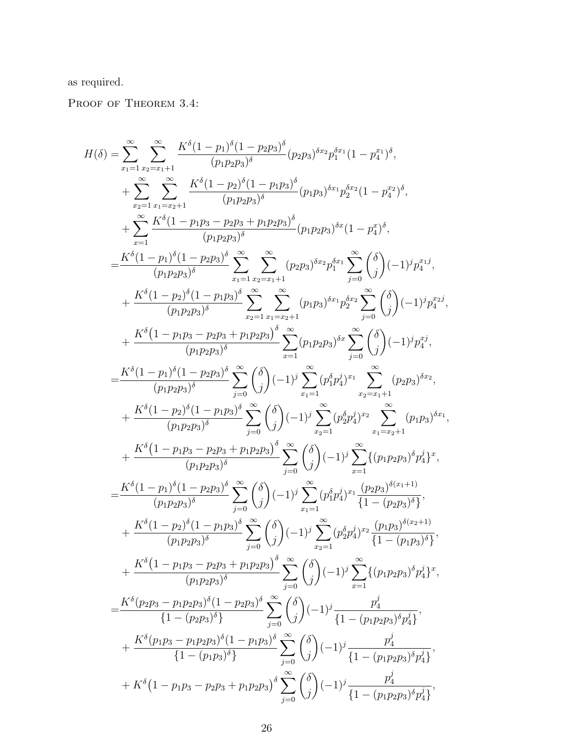as required.

PROOF OF THEOREM 3.4:

$$
\begin{aligned}
H(\delta) =& \sum_{x_1=1}^{\infty}\sum_{x_2=x_1+1}^{\infty} \frac{K^{\delta}(1-p_1)^{\delta}(1-p_2p_3)^{\delta}}{(p_1p_2p_3)^{\delta}}(p_2p_3)^{\delta x_2}p_1^{\delta x_1}(1-p_4^{x_1})^{\delta},\\
&+\sum_{x_2=1}^{\infty}\sum_{x_1=x_2+1}^{\infty} \frac{K^{\delta}(1-p_2)^{\delta}(1-p_1p_3)^{\delta}}{(p_1p_2p_3)^{\delta}}(p_1p_3)^{\delta x_1}p_2^{\delta x_2}(1-p_4^{x_2})^{\delta},\\
&+\sum_{x=1}^{\infty}\frac{K^{\delta}(1-p_1p_3-p_2p_3+p_1p_2p_3)^{\delta}}{(p_1p_2p_3)^{\delta}}(p_1p_2p_3)^{\delta x}(1-p_4^{x})^{\delta},\\
=&\frac{K^{\delta}(1-p_1)^{\delta}(1-p_2p_3)^{\delta}}{(p_1p_2p_3)^{\delta}}\sum_{x_1=1}^{\infty}\sum_{x_2=x_1+1}^{\infty}(p_2p_3)^{\delta x_2}p_1^{\delta x_1}\sum_{j=0}^{\infty}\binom{\delta}{j}(-1)^j p_4^{x_1 j},\\
&+\frac{K^{\delta}(1-p_2)^{\delta}(1-p_1p_3)^{\delta}}{(p_1p_2p_3)^{\delta}}\sum_{x_2=1}^{\infty}\sum_{x_1=x_2+1}^{\infty}(p_1p_3)^{\delta x_1}p_2^{\delta x_2}\sum_{j=0}^{\infty}\binom{\delta}{j}(-1)^j p_4^{x_2 j},\\
&+\frac{K^{\delta}\big(1-p_1p_3-p_2p_3+p_1p_2p_3\big)^{\delta}}{(p_1p_2p_3)^{\delta}}\sum_{x=1}^{\infty}(p_1p_2p_3)^{\delta x}\sum_{j=0}^{\infty}\binom{\delta}{j}(-1)^j p_4^{xj},\\
=&\frac{K^{\delta}(1-p_1)^{\delta}(1-p_2p_3)^{\delta}}{(p_1p_2p_3)^{\delta}}\sum_{j=0}^{\infty}\binom{\delta}{j}(-1)^j\sum_{x_1=1}^{\infty}(p_1^{\delta}p_4^{j})^{x_1}\sum_{x_2=x_1+1}^{\infty}(p_2p_3)^{\delta x_2},\\
&+\frac{K^{\delta}(1-p_2)^{\delta}(1-p_1p_3)^{\delta}}{(p_1p_2p_3)^{\delta}}\sum_{j=0}^{\infty}\binom{\delta}{j}(-1)^j\sum_{x_2=1}^{\infty}(p_2^{\delta}p_4^{j})^{x_2}\sum_{x_1=x_2+1}^{\infty}(p_1p_3)^{\delta x_1},\\
&+\frac{K^{\delta}\big(1-p_1p_3-p_2p_3+p_1p_2p_3\big)^{\delta}}{(p_1p_2p_3)^{\delta}}\sum_{j=0}^{\infty}\binom{\delta}{j}(-1)^j\sum_{x=1}^{\infty}\{(p_1p_2p_3)^{\delta}p_4^{j}\}^{x},\\
=&\frac{K^{\delta}(1-p_1)^{\delta}(1-p_2p_3)^{\delta}}{(p_1p_2p_3)^{\delta}}\sum_{j=0}^{\infty}\binom{\delta}{j}(-1)^j\sum_{x_1=1}^{\infty}(p_1^{\delta}p_4^{j})^{x_1}\frac{(p_2p_3)^{\delta(x_1+1)}}{\{1-(p_2p_3)^{\delta}\}},\\
&+\frac{K^{\delta}(1-p_2)^{\delta}(1-p_1p_3)^{\delta}}{(p_1p_2p_3)^{\delta}}\sum_{j=0}^{\infty}\binom{\delta}{j}(-1)^j\sum_{x_2=1}^{\infty}(p_2^{\delta}p_4^{j})^{x_2}\frac{(p_1p_3)^{\delta(x_2+1)}}{\{1-(p_1p_3)^{\delta}\}},\\
&+\frac{K^{\delta}\big(1-p_1p_3-p_2p_3+p_1p_2p_3\big)^{\delta}}{(p_1p_2p_3)^{\delta}}\sum_{j=0}^{\infty}\binom{\delta}{j}(-1)^j\sum_{x=1}^{\infty}\{(p_1p_2p_3)^{\delta}p_4^{j}\}^{x},\\
=&\frac{K^{\delta}(p_2p_3-p_1p_2p_3)^{\delta}(1-p_2p_3)^{\delta}}{\{1-(p_2p_3)^{\delta}\}}\sum_{j=0}^{\infty}\binom{\delta}{j}(-1)^j\frac{p_4^{j}}{\{1-(p_1p_2p_3)^{\delta}p_4^{j}\}},\\
&+\frac{K^{\delta}(p_1p_3-p_1p_2p_3)^{\delta}(1-p_1p_3)^{\delta}}{\{1-(p_1p_3)^{\delta}\}}\sum_{j=0}^{\infty}\binom{\delta}{j}(-1)^j\frac{p_4^{j}}{\{1-(p_1p_2p_3)^{\delta}p_4^{j}\}},\\
&+K^{\delta}\big(1-p_1p_3-p_2p_3+p_1p_2p_3\big)^{\delta}\sum_{j=0}^{\infty}\binom{\delta}{j}(-1)^j\frac{p_4^{j}}{\{1-(p_1p_2p_3)^{\delta}p_4^{j}\}},
\end{aligned}
$$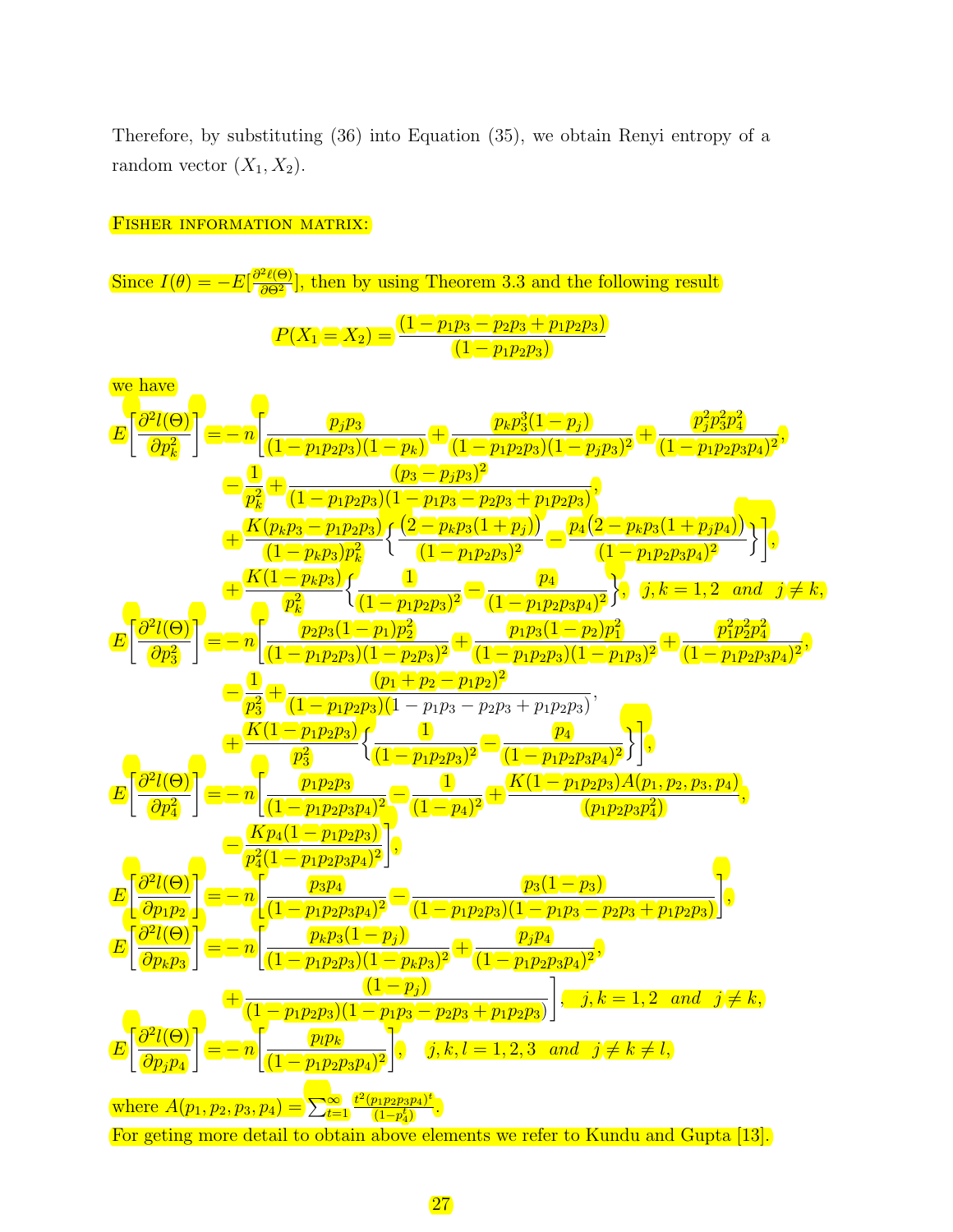Therefore, by substituting (36) into Equation (35), we obtain Renyi entropy of a random vector $(X_1, X_2)$.

**Fisher information matrix:**

Since $I(\theta) = -E[\frac{\partial^2 \ell(\Theta)}{\partial \Theta^2}]$, then by using Theorem 3.3 and the following result

$$P(X_1 = X_2) = \frac{(1 - p_1p_3 - p_2p_3 + p_1p_2p_3)}{(1 - p_1p_2p_3)}$$

we have

$$
\begin{aligned}
E\left[\frac{\partial^2 l(\Theta)}{\partial p_k^2}\right] = &-n\Bigg[\frac{p_jp_3}{(1-p_1p_2p_3)(1-p_k)} + \frac{p_kp_3^3(1-p_j)}{(1-p_1p_2p_3)(1-p_jp_3)^2} + \frac{p_j^2p_3^2p_4^2}{(1-p_1p_2p_3p_4)^2}, \\
&- \frac{1}{p_k^2} + \frac{(p_3 - p_jp_3)^2}{(1-p_1p_2p_3)(1-p_1p_3-p_2p_3+p_1p_2p_3)}, \\
&+ \frac{K(p_kp_3 - p_1p_2p_3)}{(1-p_kp_3)p_k^2}\left\{\frac{(2-p_kp_3(1+p_j))}{(1-p_1p_2p_3)^2} - \frac{p_4(2-p_kp_3(1+p_jp_4))}{(1-p_1p_2p_3p_4)^2}\right\}\Bigg], \\
&+ \frac{K(1-p_kp_3)}{p_k^2}\left\{\frac{1}{(1-p_1p_2p_3)^2} - \frac{p_4}{(1-p_1p_2p_3p_4)^2}\right\}, \quad j,k = 1,2 \quad and \quad j \neq k, \\
E\left[\frac{\partial^2 l(\Theta)}{\partial p_3^2}\right] = &-n\Bigg[\frac{p_2p_3(1-p_1)p_2^2}{(1-p_1p_2p_3)(1-p_2p_3)^2} + \frac{p_1p_3(1-p_2)p_1^2}{(1-p_1p_2p_3)(1-p_1p_3)^2} + \frac{p_1^2p_2^2p_4^2}{(1-p_1p_2p_3p_4)^2}, \\
&- \frac{1}{p_3^2} + \frac{(p_1+p_2-p_1p_2)^2}{(1-p_1p_2p_3)(1-p_1p_3-p_2p_3+p_1p_2p_3)}, \\
&+ \frac{K(1-p_1p_2p_3)}{p_3^2}\left\{\frac{1}{(1-p_1p_2p_3)^2} - \frac{p_4}{(1-p_1p_2p_3p_4)^2}\right\}\Bigg], \\
E\left[\frac{\partial^2 l(\Theta)}{\partial p_4^2}\right] = &-n\Bigg[\frac{p_1p_2p_3}{(1-p_1p_2p_3p_4)^2} - \frac{1}{(1-p_4)^2} + \frac{K(1-p_1p_2p_3)A(p_1,p_2,p_3,p_4)}{(p_1p_2p_3p_4^2)}, \\
&- \frac{Kp_4(1-p_1p_2p_3)}{p_4^2(1-p_1p_2p_3p_4)^2}\Bigg], \\
E\left[\frac{\partial^2 l(\Theta)}{\partial p_1p_2}\right] = &-n\left[\frac{p_3p_4}{(1-p_1p_2p_3p_4)^2} - \frac{p_3(1-p_3)}{(1-p_1p_2p_3)(1-p_1p_3-p_2p_3+p_1p_2p_3)}\right], \\
E\left[\frac{\partial^2 l(\Theta)}{\partial p_kp_3}\right] = &-n\Bigg[\frac{p_kp_3(1-p_j)}{(1-p_1p_2p_3)(1-p_kp_3)^2} + \frac{p_jp_4}{(1-p_1p_2p_3p_4)^2}, \\
&+ \frac{(1-p_j)}{(1-p_1p_2p_3)(1-p_1p_3-p_2p_3+p_1p_2p_3)}\Bigg], \quad j,k = 1,2 \quad and \quad j \neq k, \\
E\left[\frac{\partial^2 l(\Theta)}{\partial p_jp_4}\right] = &-n\left[\frac{p_lp_k}{(1-p_1p_2p_3p_4)^2}\right], \quad j,k,l = 1,2,3 \quad and \quad j \neq k \neq l,
\end{aligned}
$$

where $A(p_1, p_2, p_3, p_4) = \sum_{t=1}^{\infty} \frac{t^2(p_1p_2p_3p_4)^t}{(1-p_4^t)}$.

For geting more detail to obtain above elements we refer to Kundu and Gupta [13].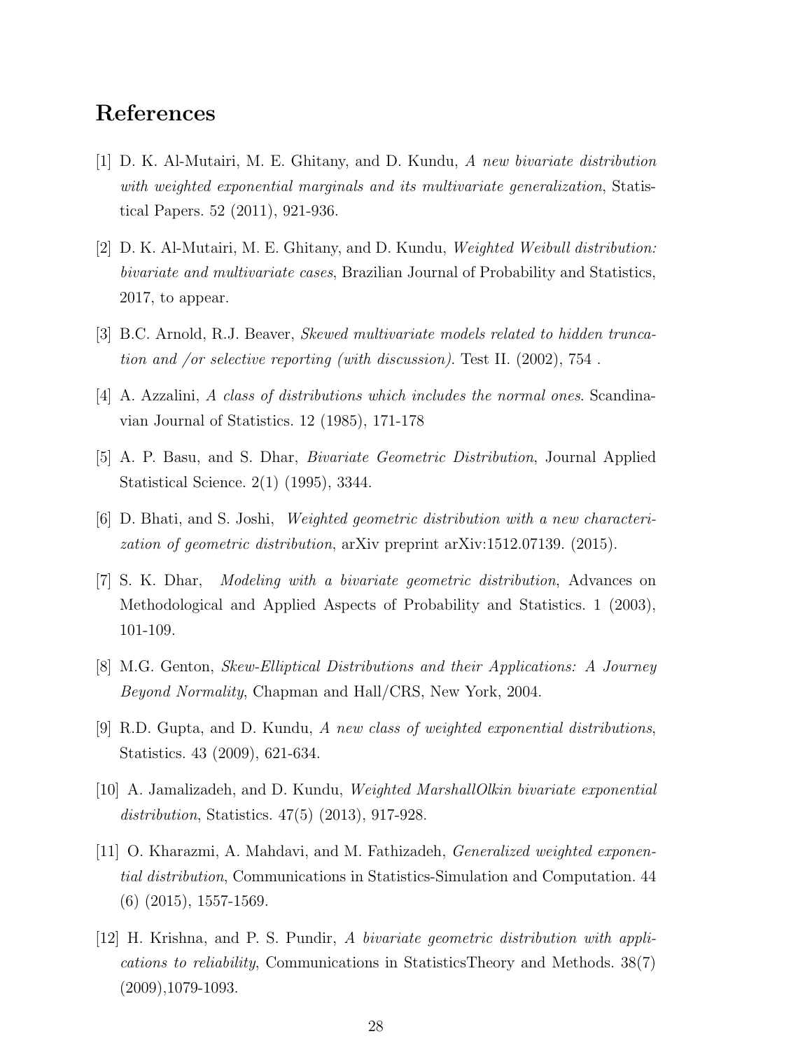## References

[1] D. K. Al-Mutairi, M. E. Ghitany, and D. Kundu, *A new bivariate distribution with weighted exponential marginals and its multivariate generalization*, Statistical Papers. 52 (2011), 921-936.

[2] D. K. Al-Mutairi, M. E. Ghitany, and D. Kundu, *Weighted Weibull distribution: bivariate and multivariate cases*, Brazilian Journal of Probability and Statistics, 2017, to appear.

[3] B.C. Arnold, R.J. Beaver, *Skewed multivariate models related to hidden truncation and /or selective reporting (with discussion)*. Test II. (2002), 754 .

[4] A. Azzalini, *A class of distributions which includes the normal ones*. Scandinavian Journal of Statistics. 12 (1985), 171-178

[5] A. P. Basu, and S. Dhar, *Bivariate Geometric Distribution*, Journal Applied Statistical Science. 2(1) (1995), 3344.

[6] D. Bhati, and S. Joshi, *Weighted geometric distribution with a new characterization of geometric distribution*, arXiv preprint arXiv:1512.07139. (2015).

[7] S. K. Dhar, *Modeling with a bivariate geometric distribution*, Advances on Methodological and Applied Aspects of Probability and Statistics. 1 (2003), 101-109.

[8] M.G. Genton, *Skew-Elliptical Distributions and their Applications: A Journey Beyond Normality*, Chapman and Hall/CRS, New York, 2004.

[9] R.D. Gupta, and D. Kundu, *A new class of weighted exponential distributions*, Statistics. 43 (2009), 621-634.

[10] A. Jamalizadeh, and D. Kundu, *Weighted MarshallOlkin bivariate exponential distribution*, Statistics. 47(5) (2013), 917-928.

[11] O. Kharazmi, A. Mahdavi, and M. Fathizadeh, *Generalized weighted exponential distribution*, Communications in Statistics-Simulation and Computation. 44 (6) (2015), 1557-1569.

[12] H. Krishna, and P. S. Pundir, *A bivariate geometric distribution with applications to reliability*, Communications in StatisticsTheory and Methods. 38(7) (2009),1079-1093.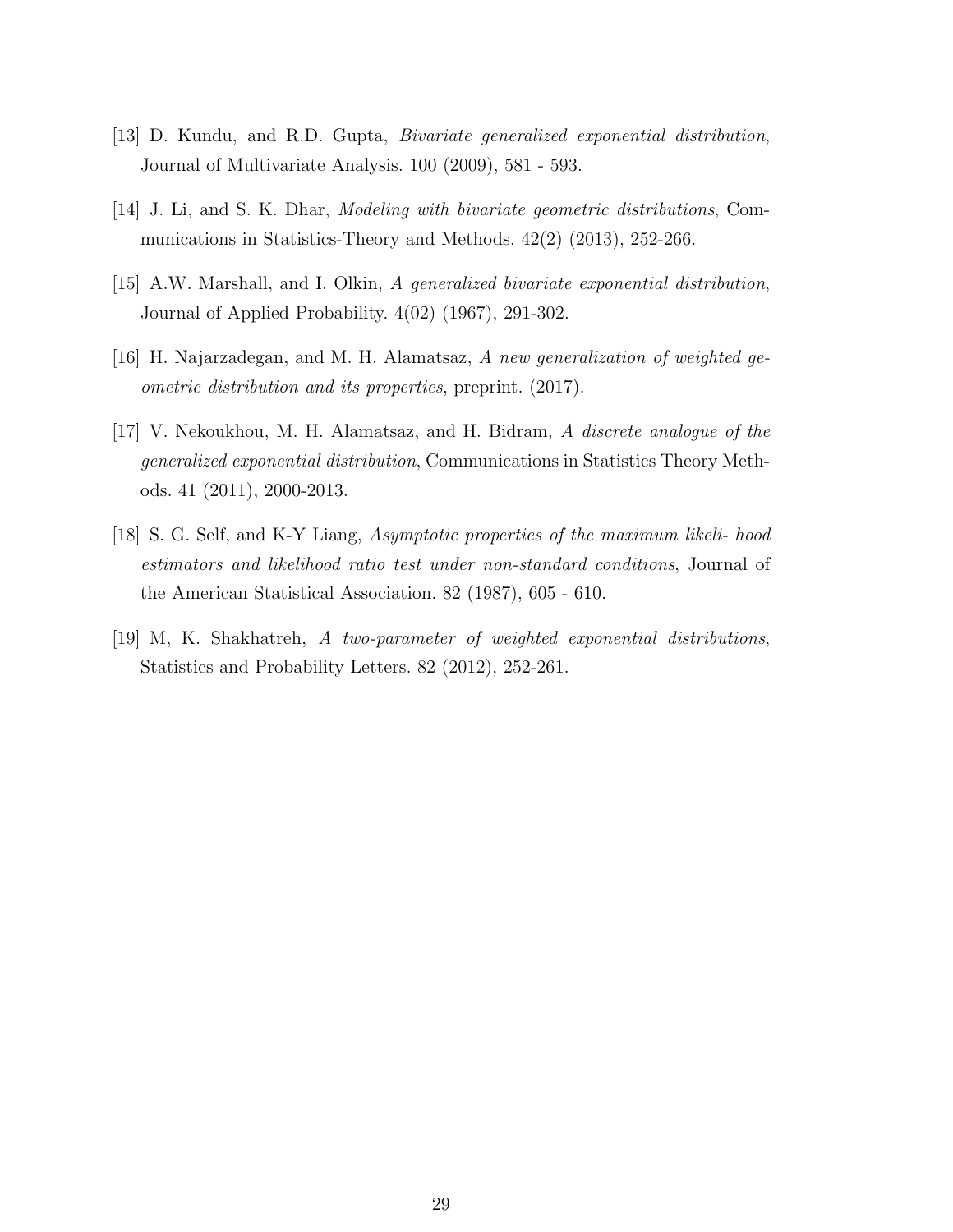[13] D. Kundu, and R.D. Gupta, *Bivariate generalized exponential distribution*, Journal of Multivariate Analysis. 100 (2009), 581 - 593.

[14] J. Li, and S. K. Dhar, *Modeling with bivariate geometric distributions*, Communications in Statistics-Theory and Methods. 42(2) (2013), 252-266.

[15] A.W. Marshall, and I. Olkin, *A generalized bivariate exponential distribution*, Journal of Applied Probability. 4(02) (1967), 291-302.

[16] H. Najarzadegan, and M. H. Alamatsaz, *A new generalization of weighted geometric distribution and its properties*, preprint. (2017).

[17] V. Nekoukhou, M. H. Alamatsaz, and H. Bidram, *A discrete analogue of the generalized exponential distribution*, Communications in Statistics Theory Methods. 41 (2011), 2000-2013.

[18] S. G. Self, and K-Y Liang, *Asymptotic properties of the maximum likeli- hood estimators and likelihood ratio test under non-standard conditions*, Journal of the American Statistical Association. 82 (1987), 605 - 610.

[19] M, K. Shakhatreh, *A two-parameter of weighted exponential distributions*, Statistics and Probability Letters. 82 (2012), 252-261.